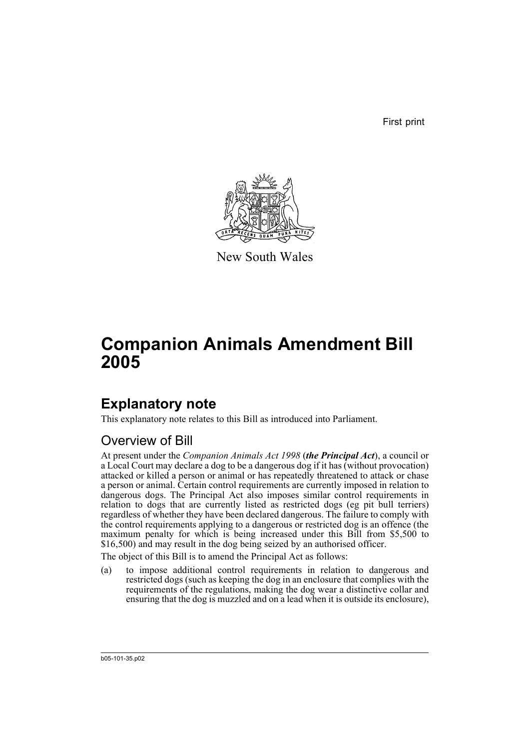First print

New South Wales

# Companion Animals Amendment Bill 2005

## Explanatory note

This explanatory note relates to this Bill as introduced into Parliament.

### Overview of Bill

At present under the *Companion Animals Act 1998* (***the Principal Act***), a council or a Local Court may declare a dog to be a dangerous dog if it has (without provocation) attacked or killed a person or animal or has repeatedly threatened to attack or chase a person or animal. Certain control requirements are currently imposed in relation to dangerous dogs. The Principal Act also imposes similar control requirements in relation to dogs that are currently listed as restricted dogs (eg pit bull terriers) regardless of whether they have been declared dangerous. The failure to comply with the control requirements applying to a dangerous or restricted dog is an offence (the maximum penalty for which is being increased under this Bill from $5,500 to $16,500) and may result in the dog being seized by an authorised officer.

The object of this Bill is to amend the Principal Act as follows:

(a) to impose additional control requirements in relation to dangerous and restricted dogs (such as keeping the dog in an enclosure that complies with the requirements of the regulations, making the dog wear a distinctive collar and ensuring that the dog is muzzled and on a lead when it is outside its enclosure),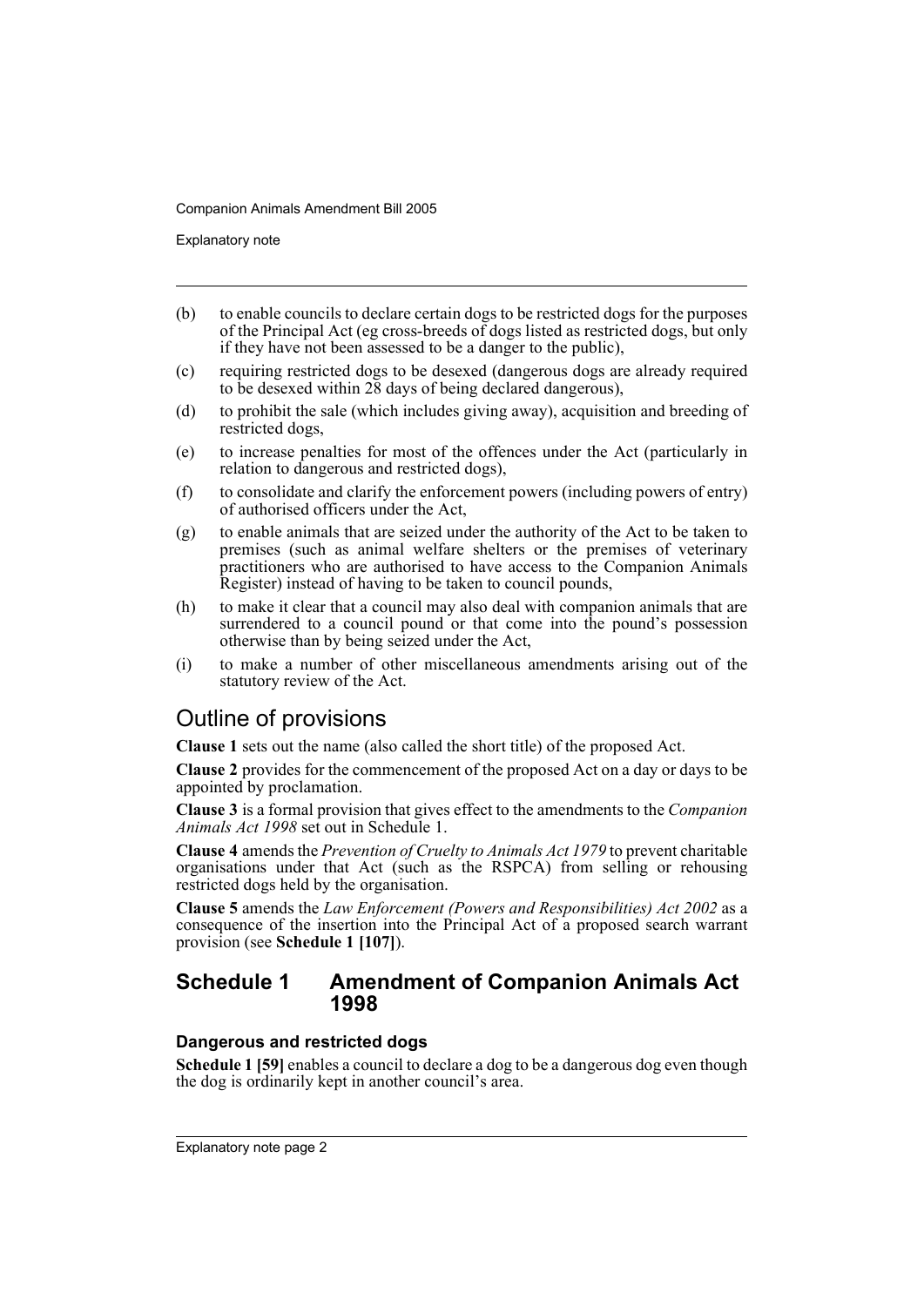(b) to enable councils to declare certain dogs to be restricted dogs for the purposes of the Principal Act (eg cross-breeds of dogs listed as restricted dogs, but only if they have not been assessed to be a danger to the public),

(c) requiring restricted dogs to be desexed (dangerous dogs are already required to be desexed within 28 days of being declared dangerous),

(d) to prohibit the sale (which includes giving away), acquisition and breeding of restricted dogs,

(e) to increase penalties for most of the offences under the Act (particularly in relation to dangerous and restricted dogs),

(f) to consolidate and clarify the enforcement powers (including powers of entry) of authorised officers under the Act,

(g) to enable animals that are seized under the authority of the Act to be taken to premises (such as animal welfare shelters or the premises of veterinary practitioners who are authorised to have access to the Companion Animals Register) instead of having to be taken to council pounds,

(h) to make it clear that a council may also deal with companion animals that are surrendered to a council pound or that come into the pound's possession otherwise than by being seized under the Act,

(i) to make a number of other miscellaneous amendments arising out of the statutory review of the Act.

## Outline of provisions

**Clause 1** sets out the name (also called the short title) of the proposed Act.

**Clause 2** provides for the commencement of the proposed Act on a day or days to be appointed by proclamation.

**Clause 3** is a formal provision that gives effect to the amendments to the *Companion Animals Act 1998* set out in Schedule 1.

**Clause 4** amends the *Prevention of Cruelty to Animals Act 1979* to prevent charitable organisations under that Act (such as the RSPCA) from selling or rehousing restricted dogs held by the organisation.

**Clause 5** amends the *Law Enforcement (Powers and Responsibilities) Act 2002* as a consequence of the insertion into the Principal Act of a proposed search warrant provision (see **Schedule 1 [107]**).

## Schedule 1 Amendment of Companion Animals Act 1998

### Dangerous and restricted dogs

**Schedule 1 [59]** enables a council to declare a dog to be a dangerous dog even though the dog is ordinarily kept in another council's area.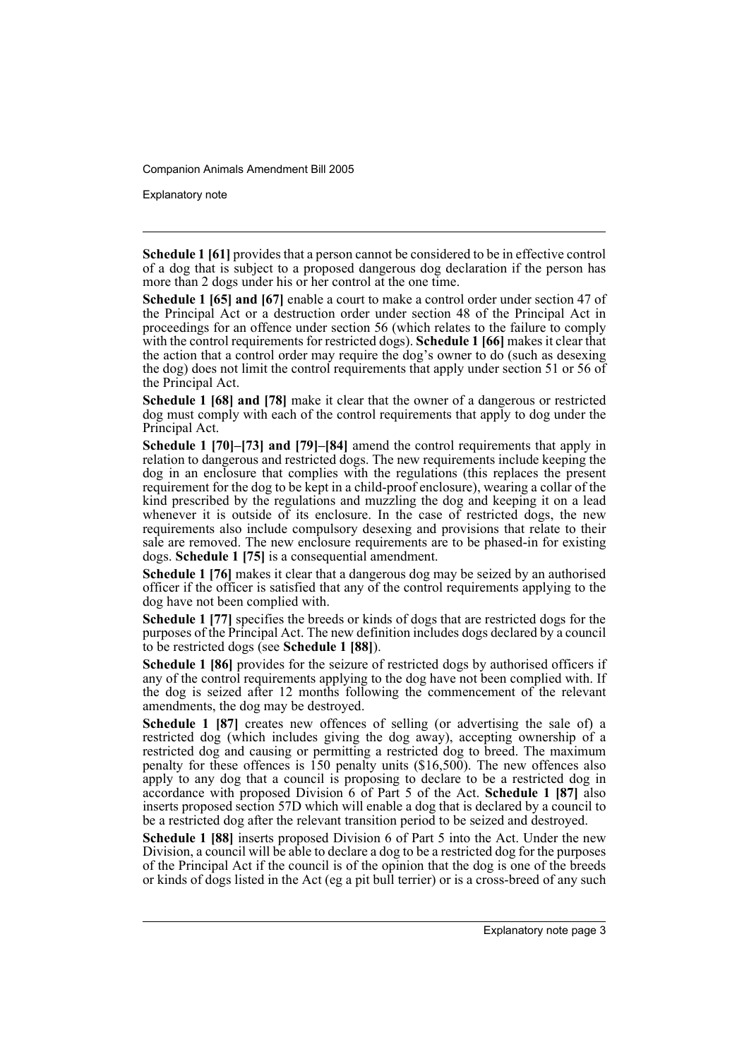**Schedule 1 [61]** provides that a person cannot be considered to be in effective control of a dog that is subject to a proposed dangerous dog declaration if the person has more than 2 dogs under his or her control at the one time.

**Schedule 1 [65] and [67]** enable a court to make a control order under section 47 of the Principal Act or a destruction order under section 48 of the Principal Act in proceedings for an offence under section 56 (which relates to the failure to comply with the control requirements for restricted dogs). **Schedule 1 [66]** makes it clear that the action that a control order may require the dog's owner to do (such as desexing the dog) does not limit the control requirements that apply under section 51 or 56 of the Principal Act.

**Schedule 1 [68] and [78]** make it clear that the owner of a dangerous or restricted dog must comply with each of the control requirements that apply to dog under the Principal Act.

**Schedule 1 [70]–[73] and [79]–[84]** amend the control requirements that apply in relation to dangerous and restricted dogs. The new requirements include keeping the dog in an enclosure that complies with the regulations (this replaces the present requirement for the dog to be kept in a child-proof enclosure), wearing a collar of the kind prescribed by the regulations and muzzling the dog and keeping it on a lead whenever it is outside of its enclosure. In the case of restricted dogs, the new requirements also include compulsory desexing and provisions that relate to their sale are removed. The new enclosure requirements are to be phased-in for existing dogs. **Schedule 1 [75]** is a consequential amendment.

**Schedule 1 [76]** makes it clear that a dangerous dog may be seized by an authorised officer if the officer is satisfied that any of the control requirements applying to the dog have not been complied with.

**Schedule 1 [77]** specifies the breeds or kinds of dogs that are restricted dogs for the purposes of the Principal Act. The new definition includes dogs declared by a council to be restricted dogs (see **Schedule 1 [88]**).

**Schedule 1 [86]** provides for the seizure of restricted dogs by authorised officers if any of the control requirements applying to the dog have not been complied with. If the dog is seized after 12 months following the commencement of the relevant amendments, the dog may be destroyed.

**Schedule 1 [87]** creates new offences of selling (or advertising the sale of) a restricted dog (which includes giving the dog away), accepting ownership of a restricted dog and causing or permitting a restricted dog to breed. The maximum penalty for these offences is 150 penalty units ($16,500). The new offences also apply to any dog that a council is proposing to declare to be a restricted dog in accordance with proposed Division 6 of Part 5 of the Act. **Schedule 1 [87]** also inserts proposed section 57D which will enable a dog that is declared by a council to be a restricted dog after the relevant transition period to be seized and destroyed.

**Schedule 1 [88]** inserts proposed Division 6 of Part 5 into the Act. Under the new Division, a council will be able to declare a dog to be a restricted dog for the purposes of the Principal Act if the council is of the opinion that the dog is one of the breeds or kinds of dogs listed in the Act (eg a pit bull terrier) or is a cross-breed of any such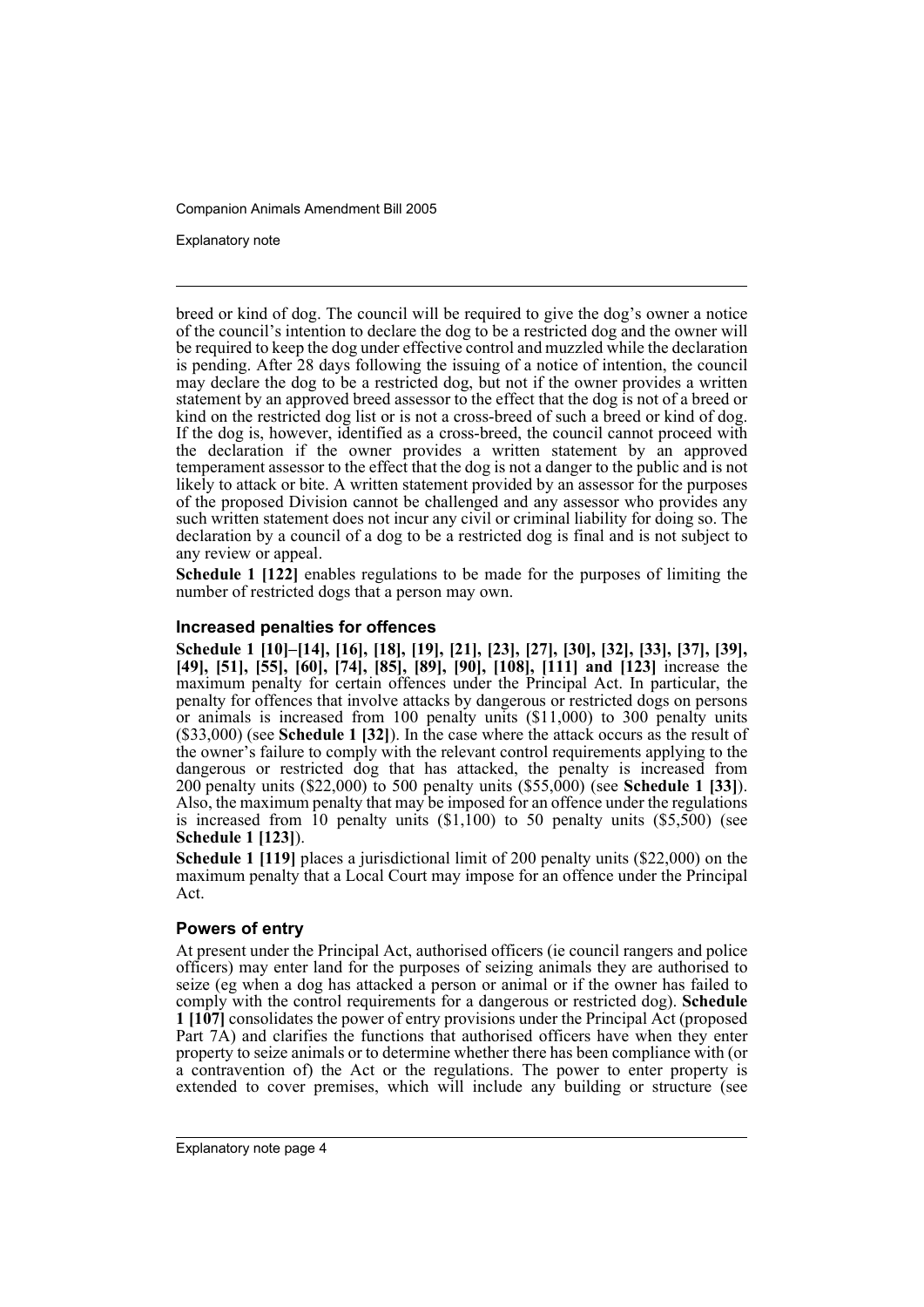breed or kind of dog. The council will be required to give the dog's owner a notice of the council's intention to declare the dog to be a restricted dog and the owner will be required to keep the dog under effective control and muzzled while the declaration is pending. After 28 days following the issuing of a notice of intention, the council may declare the dog to be a restricted dog, but not if the owner provides a written statement by an approved breed assessor to the effect that the dog is not of a breed or kind on the restricted dog list or is not a cross-breed of such a breed or kind of dog. If the dog is, however, identified as a cross-breed, the council cannot proceed with the declaration if the owner provides a written statement by an approved temperament assessor to the effect that the dog is not a danger to the public and is not likely to attack or bite. A written statement provided by an assessor for the purposes of the proposed Division cannot be challenged and any assessor who provides any such written statement does not incur any civil or criminal liability for doing so. The declaration by a council of a dog to be a restricted dog is final and is not subject to any review or appeal.

**Schedule 1 [122]** enables regulations to be made for the purposes of limiting the number of restricted dogs that a person may own.

### Increased penalties for offences

**Schedule 1 [10]–[14], [16], [18], [19], [21], [23], [27], [30], [32], [33], [37], [39], [49], [51], [55], [60], [74], [85], [89], [90], [108], [111] and [123]** increase the maximum penalty for certain offences under the Principal Act. In particular, the penalty for offences that involve attacks by dangerous or restricted dogs on persons or animals is increased from 100 penalty units ($11,000) to 300 penalty units ($33,000) (see **Schedule 1 [32]**). In the case where the attack occurs as the result of the owner's failure to comply with the relevant control requirements applying to the dangerous or restricted dog that has attacked, the penalty is increased from 200 penalty units ($22,000) to 500 penalty units ($55,000) (see **Schedule 1 [33]**). Also, the maximum penalty that may be imposed for an offence under the regulations is increased from 10 penalty units ($1,100) to 50 penalty units ($5,500) (see **Schedule 1 [123]**).

**Schedule 1 [119]** places a jurisdictional limit of 200 penalty units ($22,000) on the maximum penalty that a Local Court may impose for an offence under the Principal Act.

### Powers of entry

At present under the Principal Act, authorised officers (ie council rangers and police officers) may enter land for the purposes of seizing animals they are authorised to seize (eg when a dog has attacked a person or animal or if the owner has failed to comply with the control requirements for a dangerous or restricted dog). **Schedule 1 [107]** consolidates the power of entry provisions under the Principal Act (proposed Part 7A) and clarifies the functions that authorised officers have when they enter property to seize animals or to determine whether there has been compliance with (or a contravention of) the Act or the regulations. The power to enter property is extended to cover premises, which will include any building or structure (see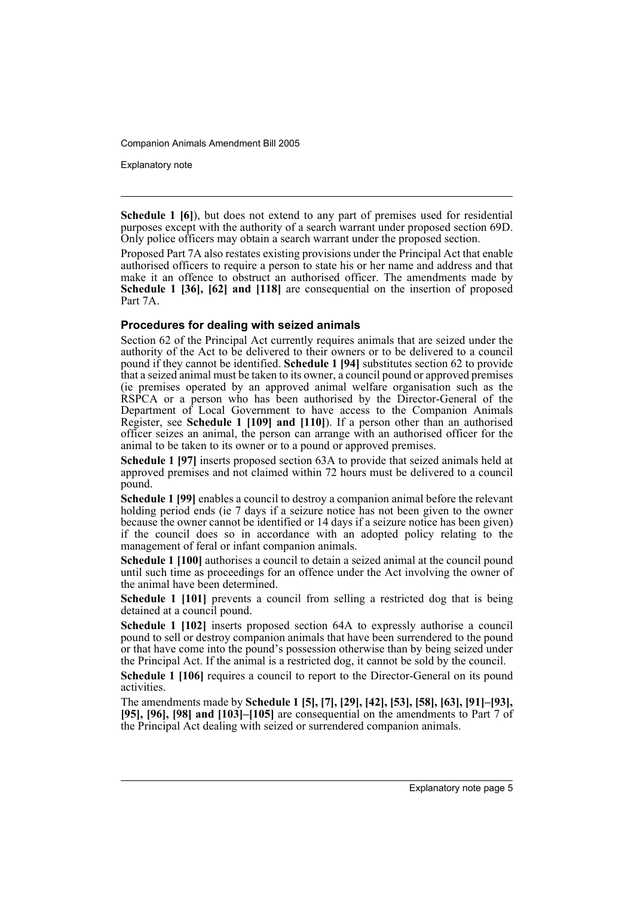**Schedule 1 [6]**), but does not extend to any part of premises used for residential purposes except with the authority of a search warrant under proposed section 69D. Only police officers may obtain a search warrant under the proposed section.

Proposed Part 7A also restates existing provisions under the Principal Act that enable authorised officers to require a person to state his or her name and address and that make it an offence to obstruct an authorised officer. The amendments made by **Schedule 1 [36], [62] and [118]** are consequential on the insertion of proposed Part 7A.

### Procedures for dealing with seized animals

Section 62 of the Principal Act currently requires animals that are seized under the authority of the Act to be delivered to their owners or to be delivered to a council pound if they cannot be identified. **Schedule 1 [94]** substitutes section 62 to provide that a seized animal must be taken to its owner, a council pound or approved premises (ie premises operated by an approved animal welfare organisation such as the RSPCA or a person who has been authorised by the Director-General of the Department of Local Government to have access to the Companion Animals Register, see **Schedule 1 [109] and [110]**). If a person other than an authorised officer seizes an animal, the person can arrange with an authorised officer for the animal to be taken to its owner or to a pound or approved premises.

**Schedule 1 [97]** inserts proposed section 63A to provide that seized animals held at approved premises and not claimed within 72 hours must be delivered to a council pound.

**Schedule 1 [99]** enables a council to destroy a companion animal before the relevant holding period ends (ie 7 days if a seizure notice has not been given to the owner because the owner cannot be identified or 14 days if a seizure notice has been given) if the council does so in accordance with an adopted policy relating to the management of feral or infant companion animals.

**Schedule 1 [100]** authorises a council to detain a seized animal at the council pound until such time as proceedings for an offence under the Act involving the owner of the animal have been determined.

**Schedule 1 [101]** prevents a council from selling a restricted dog that is being detained at a council pound.

**Schedule 1 [102]** inserts proposed section 64A to expressly authorise a council pound to sell or destroy companion animals that have been surrendered to the pound or that have come into the pound's possession otherwise than by being seized under the Principal Act. If the animal is a restricted dog, it cannot be sold by the council.

**Schedule 1 [106]** requires a council to report to the Director-General on its pound activities.

The amendments made by **Schedule 1 [5], [7], [29], [42], [53], [58], [63], [91]–[93], [95], [96], [98] and [103]–[105]** are consequential on the amendments to Part 7 of the Principal Act dealing with seized or surrendered companion animals.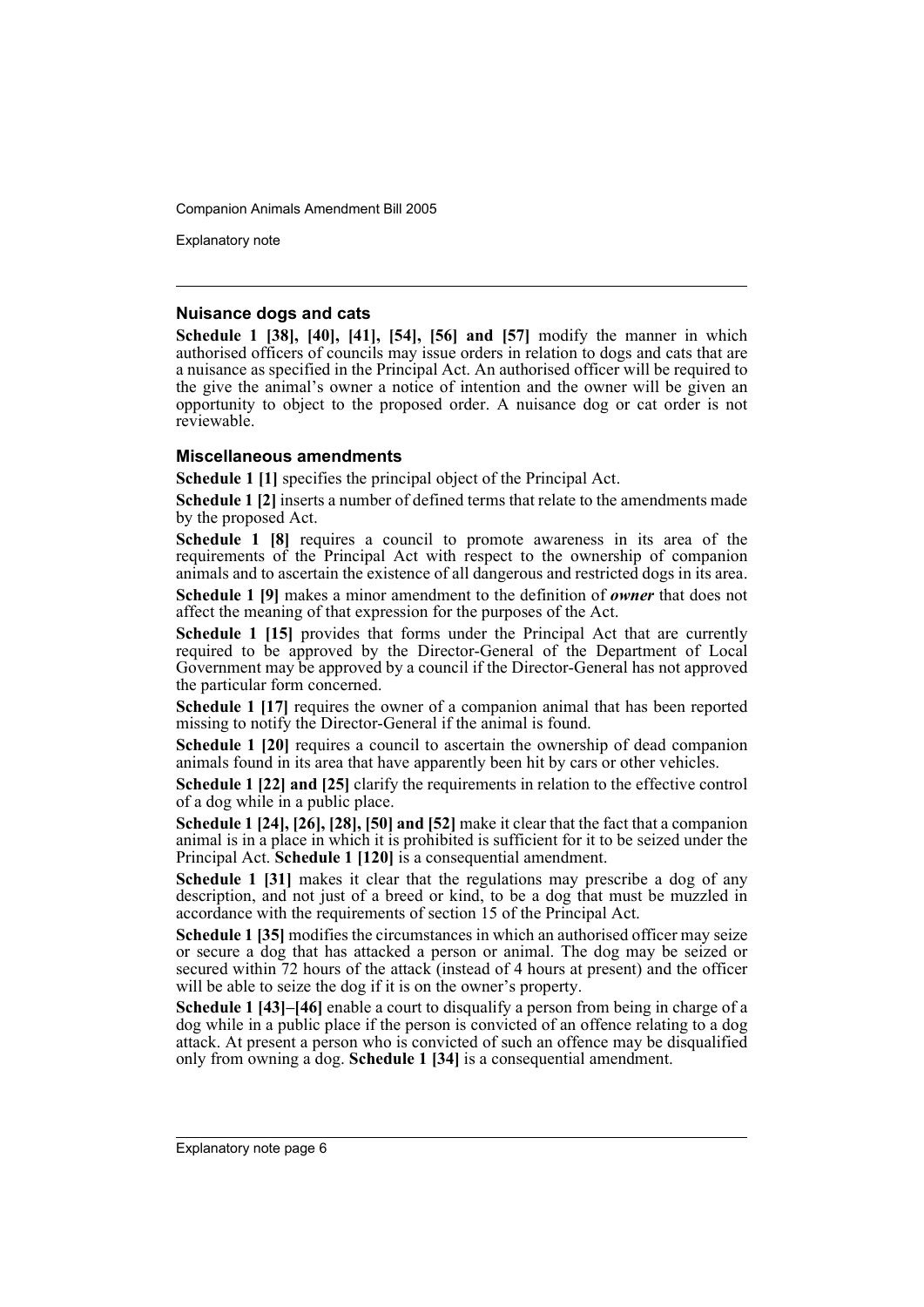### Nuisance dogs and cats

**Schedule 1 [38], [40], [41], [54], [56] and [57]** modify the manner in which authorised officers of councils may issue orders in relation to dogs and cats that are a nuisance as specified in the Principal Act. An authorised officer will be required to the give the animal's owner a notice of intention and the owner will be given an opportunity to object to the proposed order. A nuisance dog or cat order is not reviewable.

### Miscellaneous amendments

**Schedule 1 [1]** specifies the principal object of the Principal Act.

**Schedule 1 [2]** inserts a number of defined terms that relate to the amendments made by the proposed Act.

**Schedule 1 [8]** requires a council to promote awareness in its area of the requirements of the Principal Act with respect to the ownership of companion animals and to ascertain the existence of all dangerous and restricted dogs in its area.

**Schedule 1 [9]** makes a minor amendment to the definition of ***owner*** that does not affect the meaning of that expression for the purposes of the Act.

**Schedule 1 [15]** provides that forms under the Principal Act that are currently required to be approved by the Director-General of the Department of Local Government may be approved by a council if the Director-General has not approved the particular form concerned.

**Schedule 1 [17]** requires the owner of a companion animal that has been reported missing to notify the Director-General if the animal is found.

**Schedule 1 [20]** requires a council to ascertain the ownership of dead companion animals found in its area that have apparently been hit by cars or other vehicles.

**Schedule 1 [22] and [25]** clarify the requirements in relation to the effective control of a dog while in a public place.

**Schedule 1 [24], [26], [28], [50] and [52]** make it clear that the fact that a companion animal is in a place in which it is prohibited is sufficient for it to be seized under the Principal Act. **Schedule 1 [120]** is a consequential amendment.

**Schedule 1 [31]** makes it clear that the regulations may prescribe a dog of any description, and not just of a breed or kind, to be a dog that must be muzzled in accordance with the requirements of section 15 of the Principal Act.

**Schedule 1 [35]** modifies the circumstances in which an authorised officer may seize or secure a dog that has attacked a person or animal. The dog may be seized or secured within 72 hours of the attack (instead of 4 hours at present) and the officer will be able to seize the dog if it is on the owner's property.

**Schedule 1 [43]–[46]** enable a court to disqualify a person from being in charge of a dog while in a public place if the person is convicted of an offence relating to a dog attack. At present a person who is convicted of such an offence may be disqualified only from owning a dog. **Schedule 1 [34]** is a consequential amendment.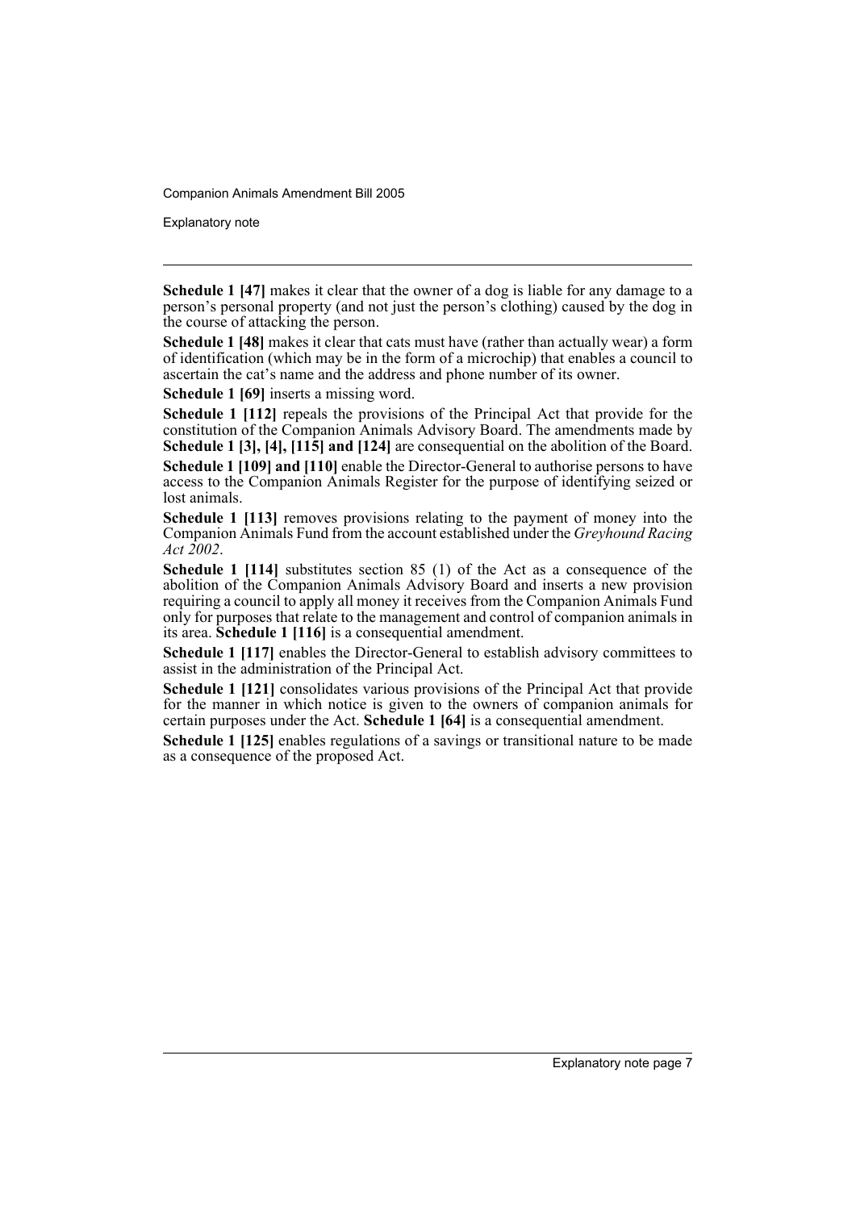**Schedule 1 [47]** makes it clear that the owner of a dog is liable for any damage to a person's personal property (and not just the person's clothing) caused by the dog in the course of attacking the person.

**Schedule 1 [48]** makes it clear that cats must have (rather than actually wear) a form of identification (which may be in the form of a microchip) that enables a council to ascertain the cat's name and the address and phone number of its owner.

**Schedule 1 [69]** inserts a missing word.

**Schedule 1 [112]** repeals the provisions of the Principal Act that provide for the constitution of the Companion Animals Advisory Board. The amendments made by **Schedule 1 [3], [4], [115] and [124]** are consequential on the abolition of the Board.

**Schedule 1 [109] and [110]** enable the Director-General to authorise persons to have access to the Companion Animals Register for the purpose of identifying seized or lost animals.

**Schedule 1 [113]** removes provisions relating to the payment of money into the Companion Animals Fund from the account established under the *Greyhound Racing Act 2002*.

**Schedule 1 [114]** substitutes section 85 (1) of the Act as a consequence of the abolition of the Companion Animals Advisory Board and inserts a new provision requiring a council to apply all money it receives from the Companion Animals Fund only for purposes that relate to the management and control of companion animals in its area. **Schedule 1 [116]** is a consequential amendment.

**Schedule 1 [117]** enables the Director-General to establish advisory committees to assist in the administration of the Principal Act.

**Schedule 1 [121]** consolidates various provisions of the Principal Act that provide for the manner in which notice is given to the owners of companion animals for certain purposes under the Act. **Schedule 1 [64]** is a consequential amendment.

**Schedule 1 [125]** enables regulations of a savings or transitional nature to be made as a consequence of the proposed Act.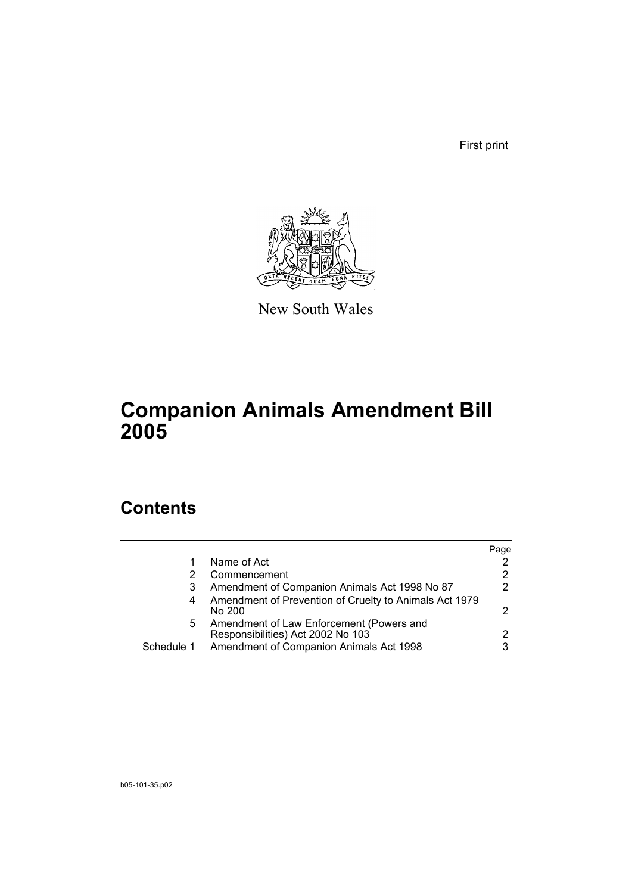First print

New South Wales

# Companion Animals Amendment Bill 2005

## Contents

| | | Page |
|---|---|---|
| 1 | Name of Act | 2 |
| 2 | Commencement | 2 |
| 3 | Amendment of Companion Animals Act 1998 No 87 | 2 |
| 4 | Amendment of Prevention of Cruelty to Animals Act 1979 No 200 | 2 |
| 5 | Amendment of Law Enforcement (Powers and Responsibilities) Act 2002 No 103 | 2 |
| Schedule 1 | Amendment of Companion Animals Act 1998 | 3 |

b05-101-35.p02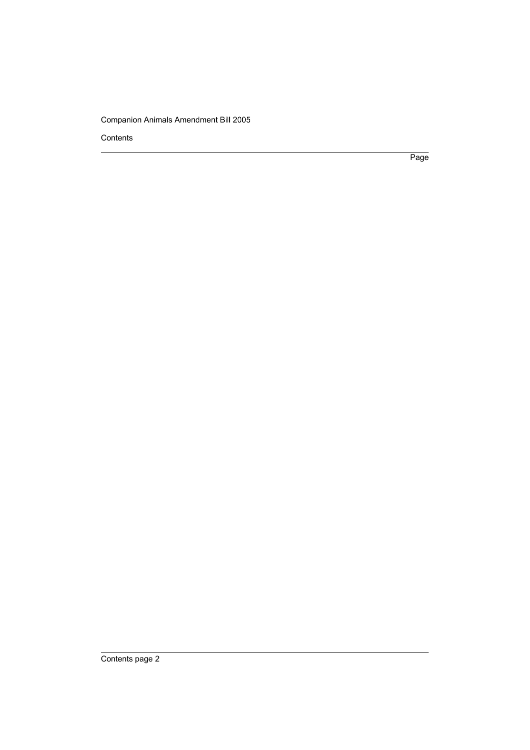Contents

Page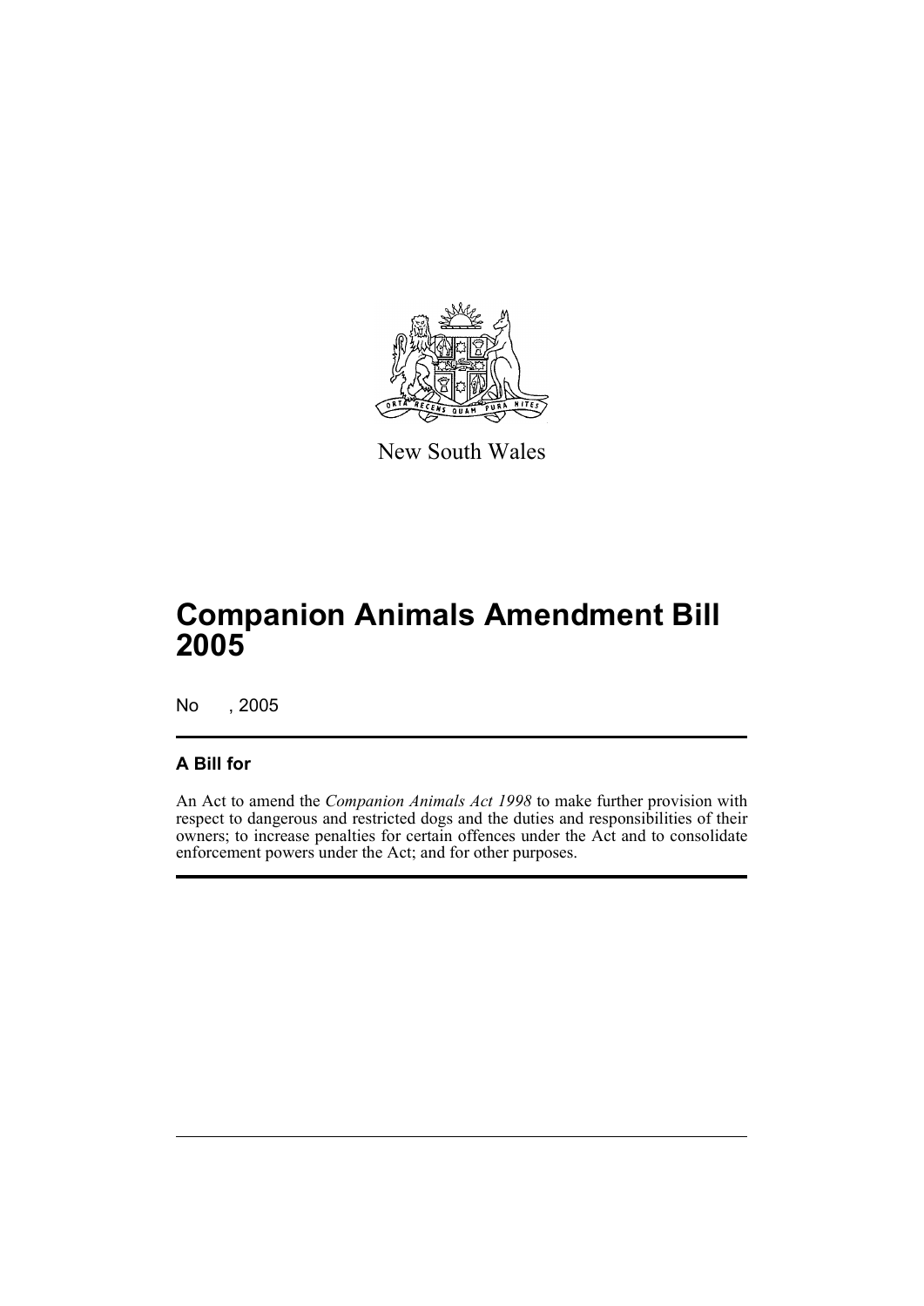New South Wales

# Companion Animals Amendment Bill 2005

No , 2005

## A Bill for

An Act to amend the *Companion Animals Act 1998* to make further provision with respect to dangerous and restricted dogs and the duties and responsibilities of their owners; to increase penalties for certain offences under the Act and to consolidate enforcement powers under the Act; and for other purposes.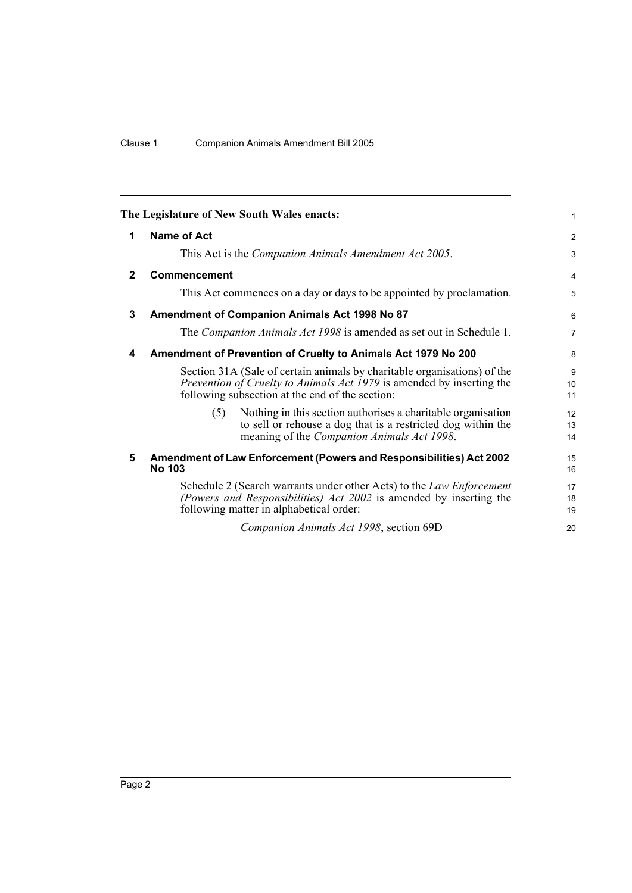**The Legislature of New South Wales enacts:**

## 1 Name of Act

This Act is the *Companion Animals Amendment Act 2005*.

## 2 Commencement

This Act commences on a day or days to be appointed by proclamation.

## 3 Amendment of Companion Animals Act 1998 No 87

The *Companion Animals Act 1998* is amended as set out in Schedule 1.

## 4 Amendment of Prevention of Cruelty to Animals Act 1979 No 200

Section 31A (Sale of certain animals by charitable organisations) of the *Prevention of Cruelty to Animals Act 1979* is amended by inserting the following subsection at the end of the section:

> (5) Nothing in this section authorises a charitable organisation to sell or rehouse a dog that is a restricted dog within the meaning of the *Companion Animals Act 1998*.

## 5 Amendment of Law Enforcement (Powers and Responsibilities) Act 2002 No 103

Schedule 2 (Search warrants under other Acts) to the *Law Enforcement (Powers and Responsibilities) Act 2002* is amended by inserting the following matter in alphabetical order:

> *Companion Animals Act 1998*, section 69D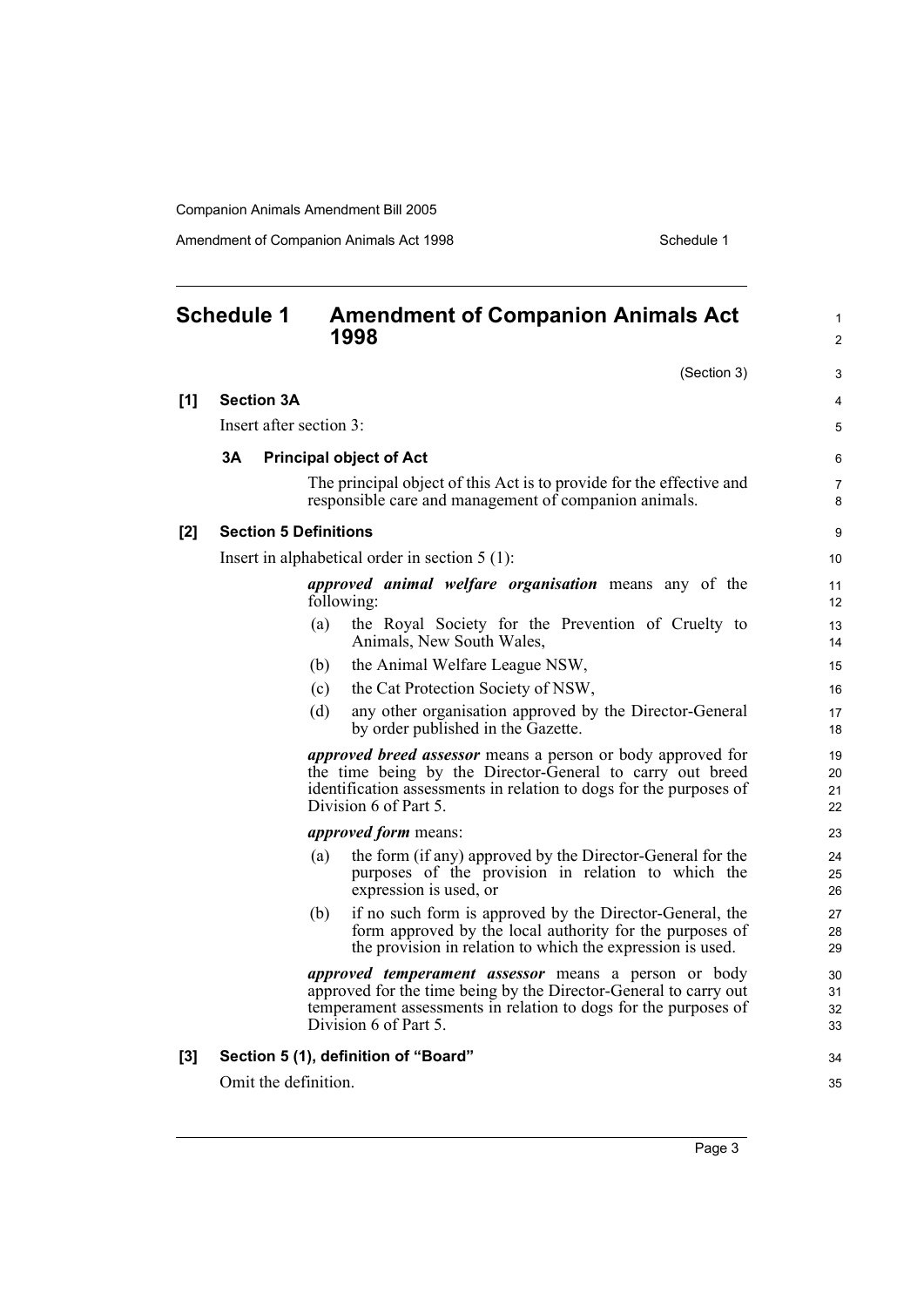# Schedule 1 Amendment of Companion Animals Act 1998

(Section 3)

**[1] Section 3A**

Insert after section 3:

**3A Principal object of Act**

The principal object of this Act is to provide for the effective and responsible care and management of companion animals.

**[2] Section 5 Definitions**

Insert in alphabetical order in section 5 (1):

***approved animal welfare organisation*** means any of the following:

(a) the Royal Society for the Prevention of Cruelty to Animals, New South Wales,

(b) the Animal Welfare League NSW,

(c) the Cat Protection Society of NSW,

(d) any other organisation approved by the Director-General by order published in the Gazette.

***approved breed assessor*** means a person or body approved for the time being by the Director-General to carry out breed identification assessments in relation to dogs for the purposes of Division 6 of Part 5.

***approved form*** means:

(a) the form (if any) approved by the Director-General for the purposes of the provision in relation to which the expression is used, or

(b) if no such form is approved by the Director-General, the form approved by the local authority for the purposes of the provision in relation to which the expression is used.

***approved temperament assessor*** means a person or body approved for the time being by the Director-General to carry out temperament assessments in relation to dogs for the purposes of Division 6 of Part 5.

**[3] Section 5 (1), definition of "Board"**

Omit the definition.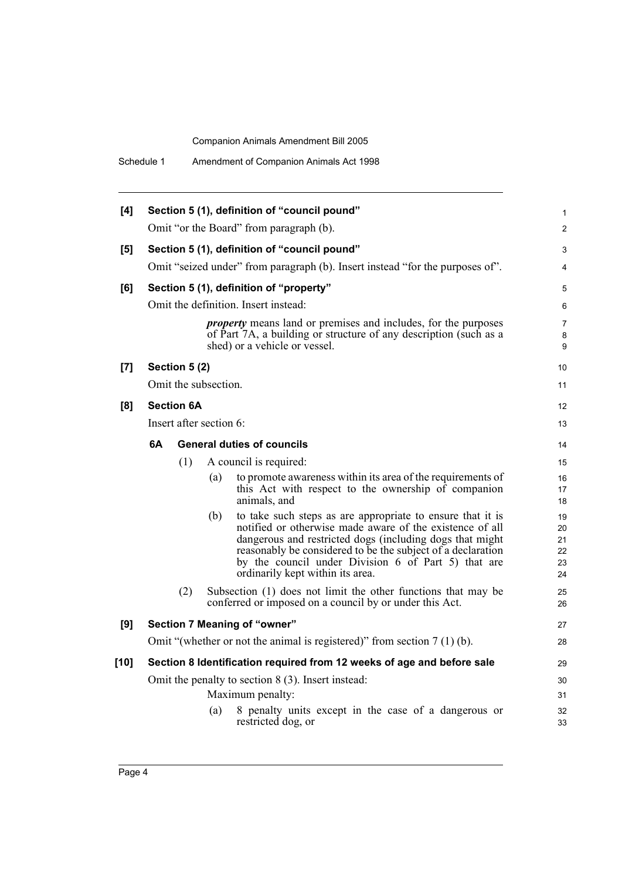**[4] Section 5 (1), definition of "council pound"**

Omit "or the Board" from paragraph (b).

**[5] Section 5 (1), definition of "council pound"**

Omit "seized under" from paragraph (b). Insert instead "for the purposes of".

**[6] Section 5 (1), definition of "property"**

Omit the definition. Insert instead:

> ***property*** means land or premises and includes, for the purposes of Part 7A, a building or structure of any description (such as a shed) or a vehicle or vessel.

**[7] Section 5 (2)**

Omit the subsection.

**[8] Section 6A**

Insert after section 6:

**6A General duties of councils**

(1) A council is required:

(a) to promote awareness within its area of the requirements of this Act with respect to the ownership of companion animals, and

(b) to take such steps as are appropriate to ensure that it is notified or otherwise made aware of the existence of all dangerous and restricted dogs (including dogs that might reasonably be considered to be the subject of a declaration by the council under Division 6 of Part 5) that are ordinarily kept within its area.

(2) Subsection (1) does not limit the other functions that may be conferred or imposed on a council by or under this Act.

**[9] Section 7 Meaning of "owner"**

Omit "(whether or not the animal is registered)" from section 7 (1) (b).

**[10] Section 8 Identification required from 12 weeks of age and before sale**

Omit the penalty to section 8 (3). Insert instead:

Maximum penalty:

(a) 8 penalty units except in the case of a dangerous or restricted dog, or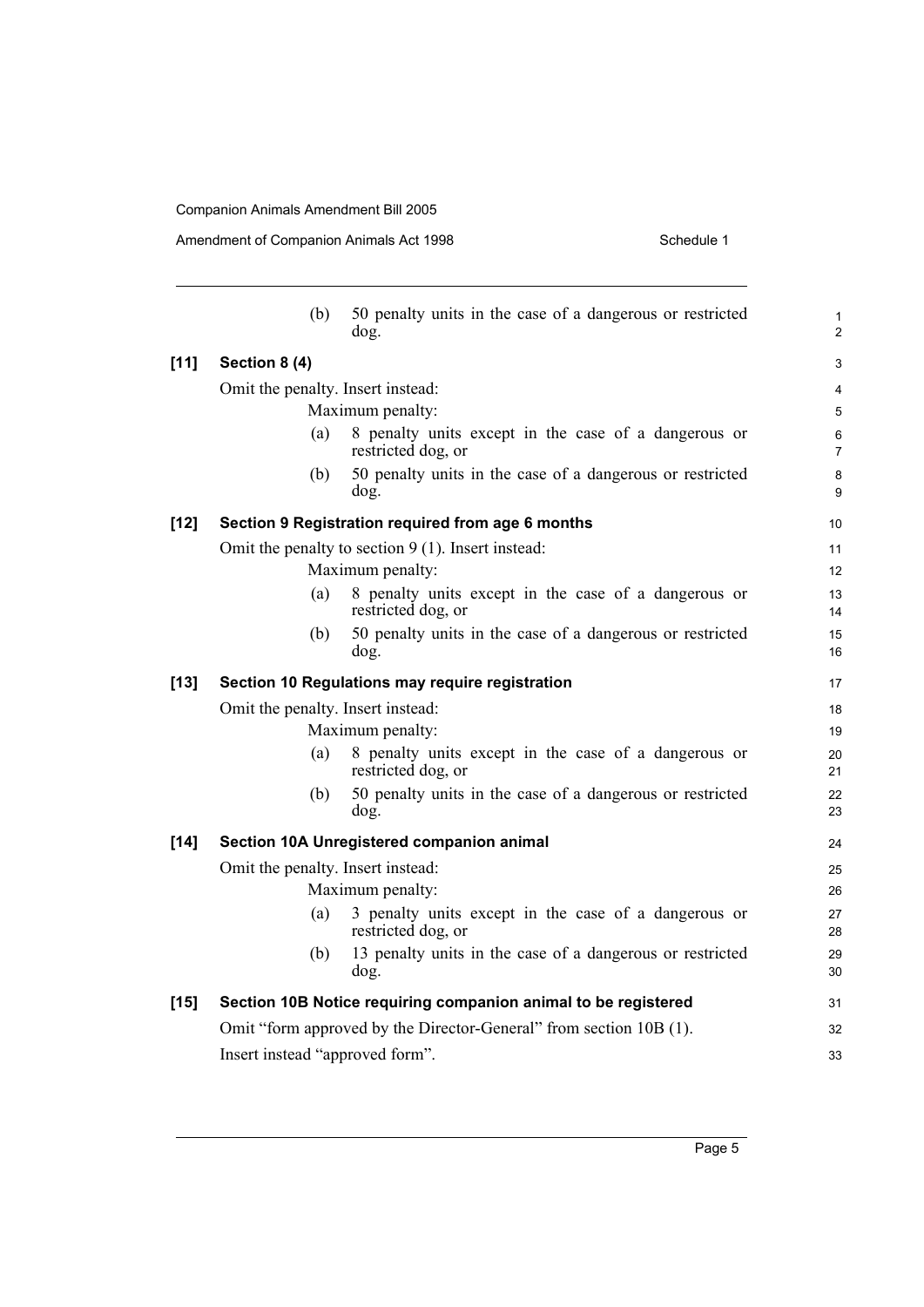(b) 50 penalty units in the case of a dangerous or restricted dog.

**[11] Section 8 (4)**

Omit the penalty. Insert instead:

Maximum penalty:

(a) 8 penalty units except in the case of a dangerous or restricted dog, or

(b) 50 penalty units in the case of a dangerous or restricted dog.

**[12] Section 9 Registration required from age 6 months**

Omit the penalty to section 9 (1). Insert instead:

Maximum penalty:

(a) 8 penalty units except in the case of a dangerous or restricted dog, or

(b) 50 penalty units in the case of a dangerous or restricted dog.

**[13] Section 10 Regulations may require registration**

Omit the penalty. Insert instead:

Maximum penalty:

(a) 8 penalty units except in the case of a dangerous or restricted dog, or

(b) 50 penalty units in the case of a dangerous or restricted dog.

**[14] Section 10A Unregistered companion animal**

Omit the penalty. Insert instead:

Maximum penalty:

(a) 3 penalty units except in the case of a dangerous or restricted dog, or

(b) 13 penalty units in the case of a dangerous or restricted dog.

**[15] Section 10B Notice requiring companion animal to be registered**

Omit "form approved by the Director-General" from section 10B (1).

Insert instead "approved form".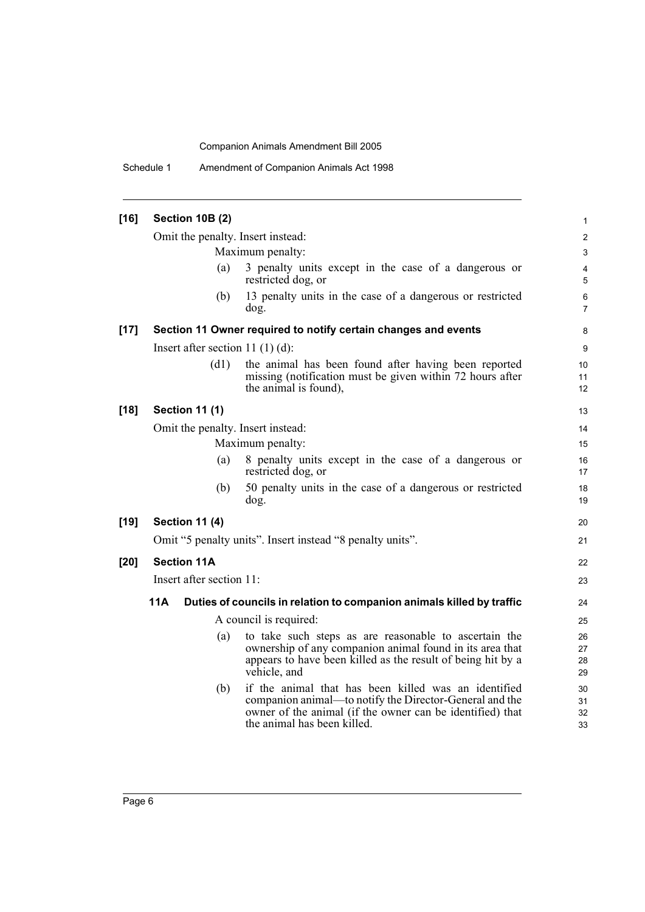**[16] Section 10B (2)**

Omit the penalty. Insert instead:

Maximum penalty:

(a) 3 penalty units except in the case of a dangerous or restricted dog, or

(b) 13 penalty units in the case of a dangerous or restricted dog.

**[17] Section 11 Owner required to notify certain changes and events**

Insert after section 11 (1) (d):

(d1) the animal has been found after having been reported missing (notification must be given within 72 hours after the animal is found),

**[18] Section 11 (1)**

Omit the penalty. Insert instead:

Maximum penalty:

(a) 8 penalty units except in the case of a dangerous or restricted dog, or

(b) 50 penalty units in the case of a dangerous or restricted dog.

**[19] Section 11 (4)**

Omit "5 penalty units". Insert instead "8 penalty units".

**[20] Section 11A**

Insert after section 11:

**11A Duties of councils in relation to companion animals killed by traffic**

A council is required:

(a) to take such steps as are reasonable to ascertain the ownership of any companion animal found in its area that appears to have been killed as the result of being hit by a vehicle, and

(b) if the animal that has been killed was an identified companion animal—to notify the Director-General and the owner of the animal (if the owner can be identified) that the animal has been killed.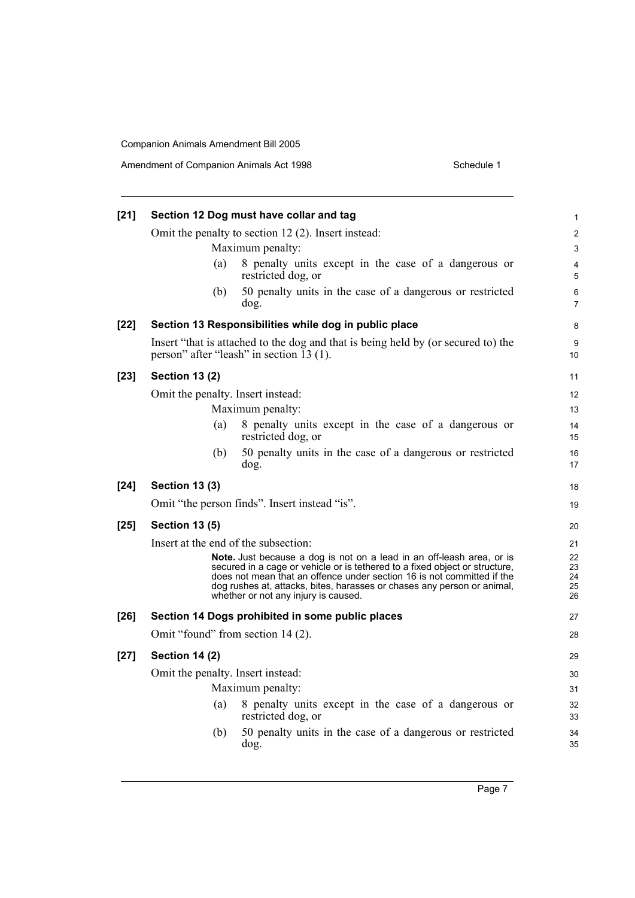**[21] Section 12 Dog must have collar and tag**

Omit the penalty to section 12 (2). Insert instead:

Maximum penalty:

(a) 8 penalty units except in the case of a dangerous or restricted dog, or

(b) 50 penalty units in the case of a dangerous or restricted dog.

**[22] Section 13 Responsibilities while dog in public place**

Insert "that is attached to the dog and that is being held by (or secured to) the person" after "leash" in section 13 (1).

**[23] Section 13 (2)**

Omit the penalty. Insert instead:

Maximum penalty:

(a) 8 penalty units except in the case of a dangerous or restricted dog, or

(b) 50 penalty units in the case of a dangerous or restricted dog.

**[24] Section 13 (3)**

Omit "the person finds". Insert instead "is".

**[25] Section 13 (5)**

Insert at the end of the subsection:

**Note.** Just because a dog is not on a lead in an off-leash area, or is secured in a cage or vehicle or is tethered to a fixed object or structure, does not mean that an offence under section 16 is not committed if the dog rushes at, attacks, bites, harasses or chases any person or animal, whether or not any injury is caused.

**[26] Section 14 Dogs prohibited in some public places**

Omit "found" from section 14 (2).

**[27] Section 14 (2)**

Omit the penalty. Insert instead:

Maximum penalty:

(a) 8 penalty units except in the case of a dangerous or restricted dog, or

(b) 50 penalty units in the case of a dangerous or restricted dog.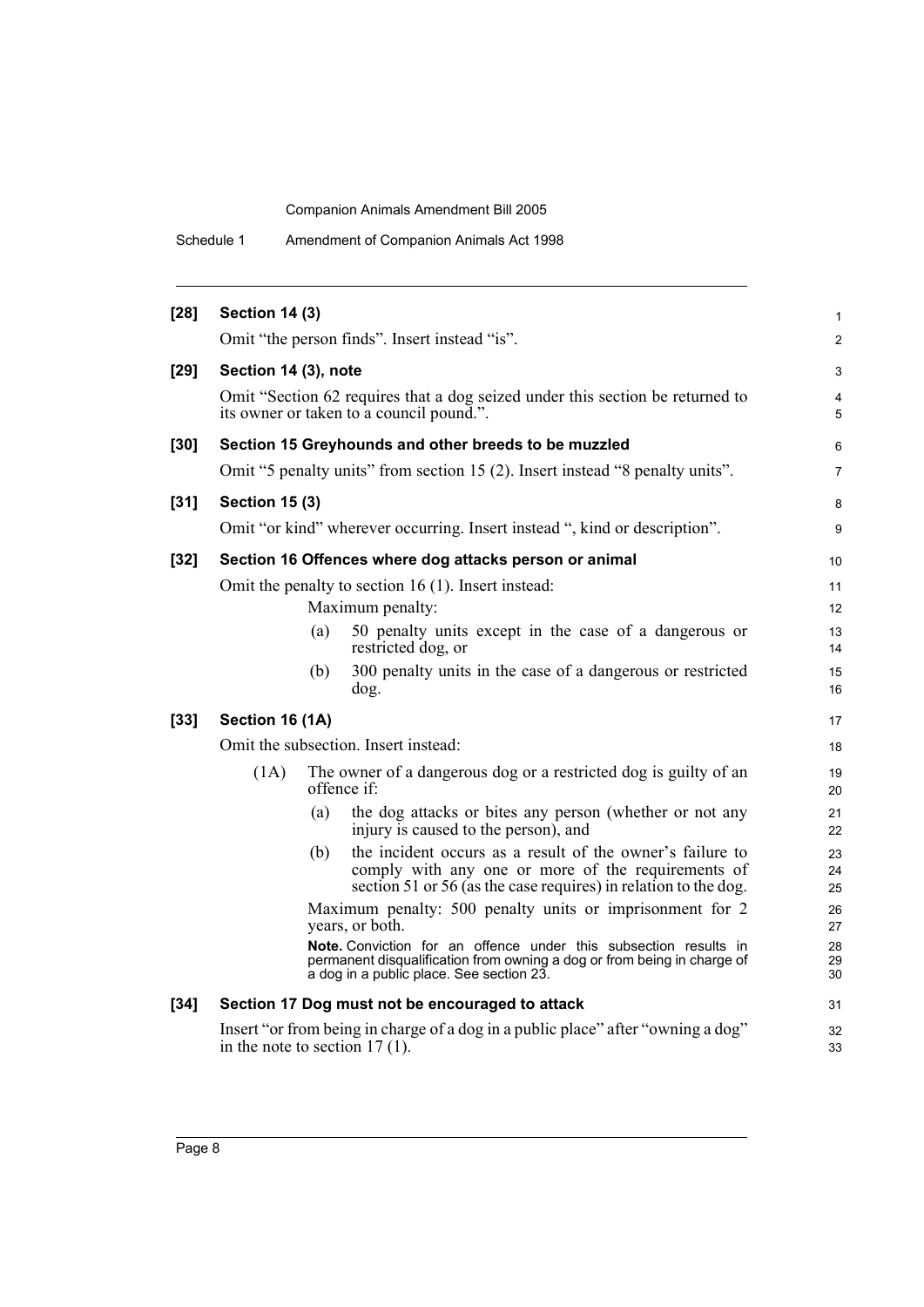**[28] Section 14 (3)**

Omit "the person finds". Insert instead "is".

**[29] Section 14 (3), note**

Omit "Section 62 requires that a dog seized under this section be returned to its owner or taken to a council pound.".

**[30] Section 15 Greyhounds and other breeds to be muzzled**

Omit "5 penalty units" from section 15 (2). Insert instead "8 penalty units".

**[31] Section 15 (3)**

Omit "or kind" wherever occurring. Insert instead ", kind or description".

**[32] Section 16 Offences where dog attacks person or animal**

Omit the penalty to section 16 (1). Insert instead:

Maximum penalty:

(a) 50 penalty units except in the case of a dangerous or restricted dog, or

(b) 300 penalty units in the case of a dangerous or restricted dog.

**[33] Section 16 (1A)**

Omit the subsection. Insert instead:

(1A) The owner of a dangerous dog or a restricted dog is guilty of an offence if:

(a) the dog attacks or bites any person (whether or not any injury is caused to the person), and

(b) the incident occurs as a result of the owner's failure to comply with any one or more of the requirements of section 51 or 56 (as the case requires) in relation to the dog.

Maximum penalty: 500 penalty units or imprisonment for 2 years, or both.

**Note.** Conviction for an offence under this subsection results in permanent disqualification from owning a dog or from being in charge of a dog in a public place. See section 23.

**[34] Section 17 Dog must not be encouraged to attack**

Insert "or from being in charge of a dog in a public place" after "owning a dog" in the note to section 17 (1).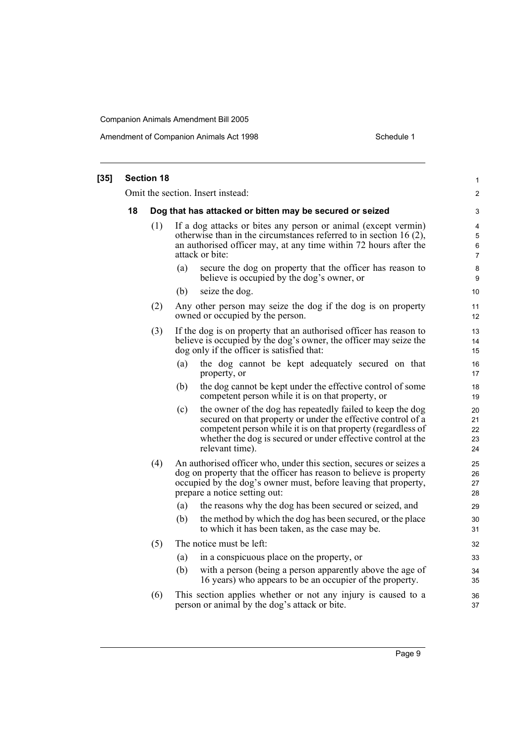**[35] Section 18**

Omit the section. Insert instead:

**18 Dog that has attacked or bitten may be secured or seized**

(1) If a dog attacks or bites any person or animal (except vermin) otherwise than in the circumstances referred to in section 16 (2), an authorised officer may, at any time within 72 hours after the attack or bite:

(a) secure the dog on property that the officer has reason to believe is occupied by the dog's owner, or

(b) seize the dog.

(2) Any other person may seize the dog if the dog is on property owned or occupied by the person.

(3) If the dog is on property that an authorised officer has reason to believe is occupied by the dog's owner, the officer may seize the dog only if the officer is satisfied that:

(a) the dog cannot be kept adequately secured on that property, or

(b) the dog cannot be kept under the effective control of some competent person while it is on that property, or

(c) the owner of the dog has repeatedly failed to keep the dog secured on that property or under the effective control of a competent person while it is on that property (regardless of whether the dog is secured or under effective control at the relevant time).

(4) An authorised officer who, under this section, secures or seizes a dog on property that the officer has reason to believe is property occupied by the dog's owner must, before leaving that property, prepare a notice setting out:

(a) the reasons why the dog has been secured or seized, and

(b) the method by which the dog has been secured, or the place to which it has been taken, as the case may be.

(5) The notice must be left:

(a) in a conspicuous place on the property, or

(b) with a person (being a person apparently above the age of 16 years) who appears to be an occupier of the property.

(6) This section applies whether or not any injury is caused to a person or animal by the dog's attack or bite.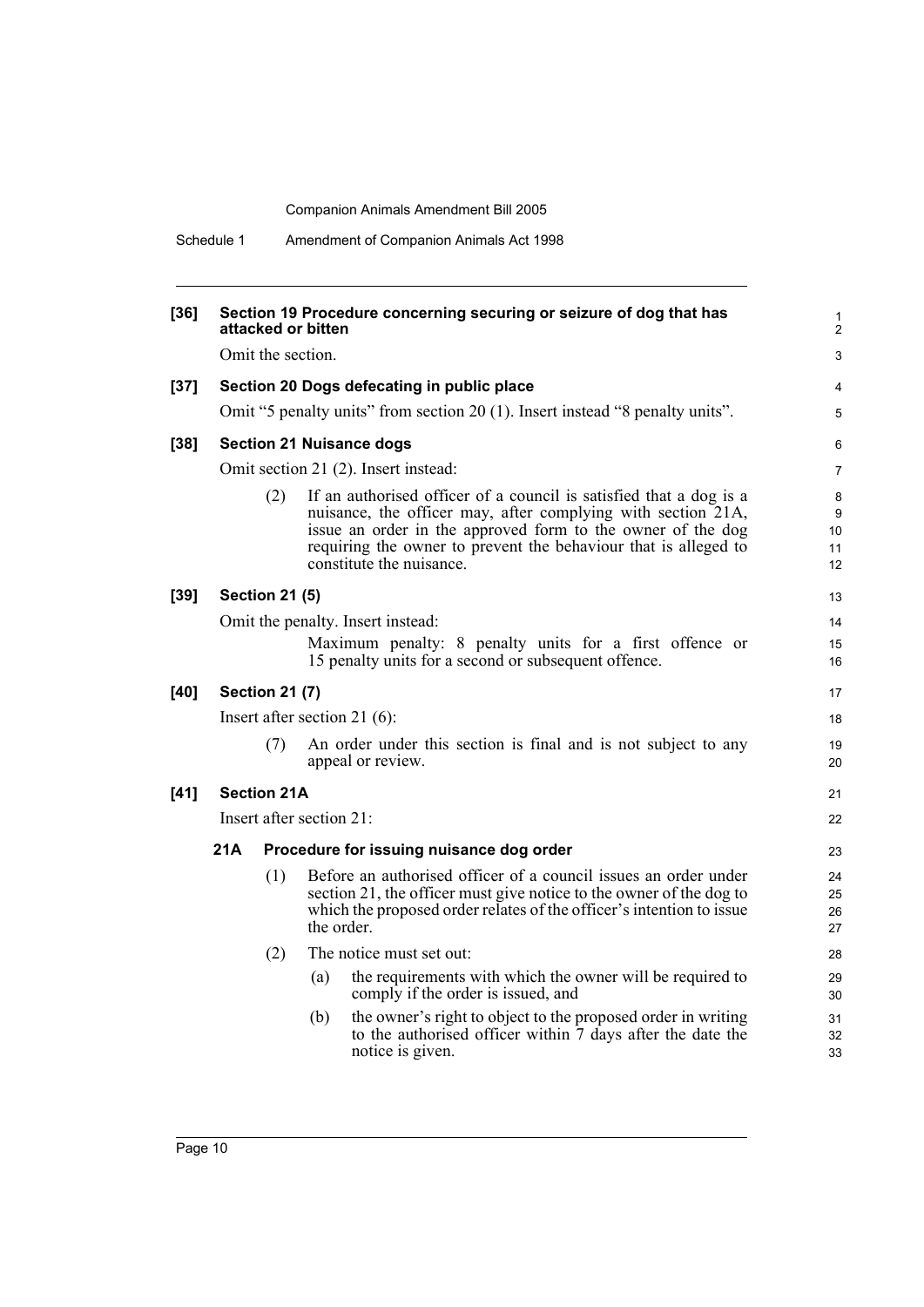**[36] Section 19 Procedure concerning securing or seizure of dog that has attacked or bitten**

Omit the section.

**[37] Section 20 Dogs defecating in public place**

Omit "5 penalty units" from section 20 (1). Insert instead "8 penalty units".

**[38] Section 21 Nuisance dogs**

Omit section 21 (2). Insert instead:

(2) If an authorised officer of a council is satisfied that a dog is a nuisance, the officer may, after complying with section 21A, issue an order in the approved form to the owner of the dog requiring the owner to prevent the behaviour that is alleged to constitute the nuisance.

**[39] Section 21 (5)**

Omit the penalty. Insert instead:

Maximum penalty: 8 penalty units for a first offence or 15 penalty units for a second or subsequent offence.

**[40] Section 21 (7)**

Insert after section 21 (6):

(7) An order under this section is final and is not subject to any appeal or review.

**[41] Section 21A**

Insert after section 21:

**21A Procedure for issuing nuisance dog order**

(1) Before an authorised officer of a council issues an order under section 21, the officer must give notice to the owner of the dog to which the proposed order relates of the officer's intention to issue the order.

(2) The notice must set out:

(a) the requirements with which the owner will be required to comply if the order is issued, and

(b) the owner's right to object to the proposed order in writing to the authorised officer within 7 days after the date the notice is given.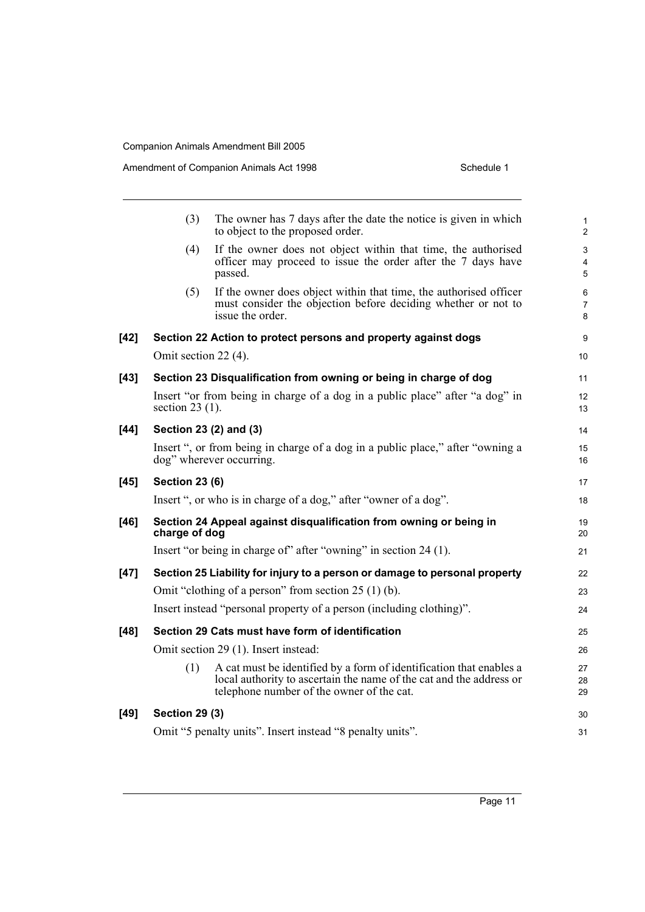(3) The owner has 7 days after the date the notice is given in which to object to the proposed order.

(4) If the owner does not object within that time, the authorised officer may proceed to issue the order after the 7 days have passed.

(5) If the owner does object within that time, the authorised officer must consider the objection before deciding whether or not to issue the order.

**[42] Section 22 Action to protect persons and property against dogs**

Omit section 22 (4).

**[43] Section 23 Disqualification from owning or being in charge of dog**

Insert "or from being in charge of a dog in a public place" after "a dog" in section 23 (1).

**[44] Section 23 (2) and (3)**

Insert ", or from being in charge of a dog in a public place," after "owning a dog" wherever occurring.

**[45] Section 23 (6)**

Insert ", or who is in charge of a dog," after "owner of a dog".

**[46] Section 24 Appeal against disqualification from owning or being in charge of dog**

Insert "or being in charge of" after "owning" in section 24 (1).

**[47] Section 25 Liability for injury to a person or damage to personal property**

Omit "clothing of a person" from section 25 (1) (b).

Insert instead "personal property of a person (including clothing)".

**[48] Section 29 Cats must have form of identification**

Omit section 29 (1). Insert instead:

(1) A cat must be identified by a form of identification that enables a local authority to ascertain the name of the cat and the address or telephone number of the owner of the cat.

**[49] Section 29 (3)**

Omit "5 penalty units". Insert instead "8 penalty units".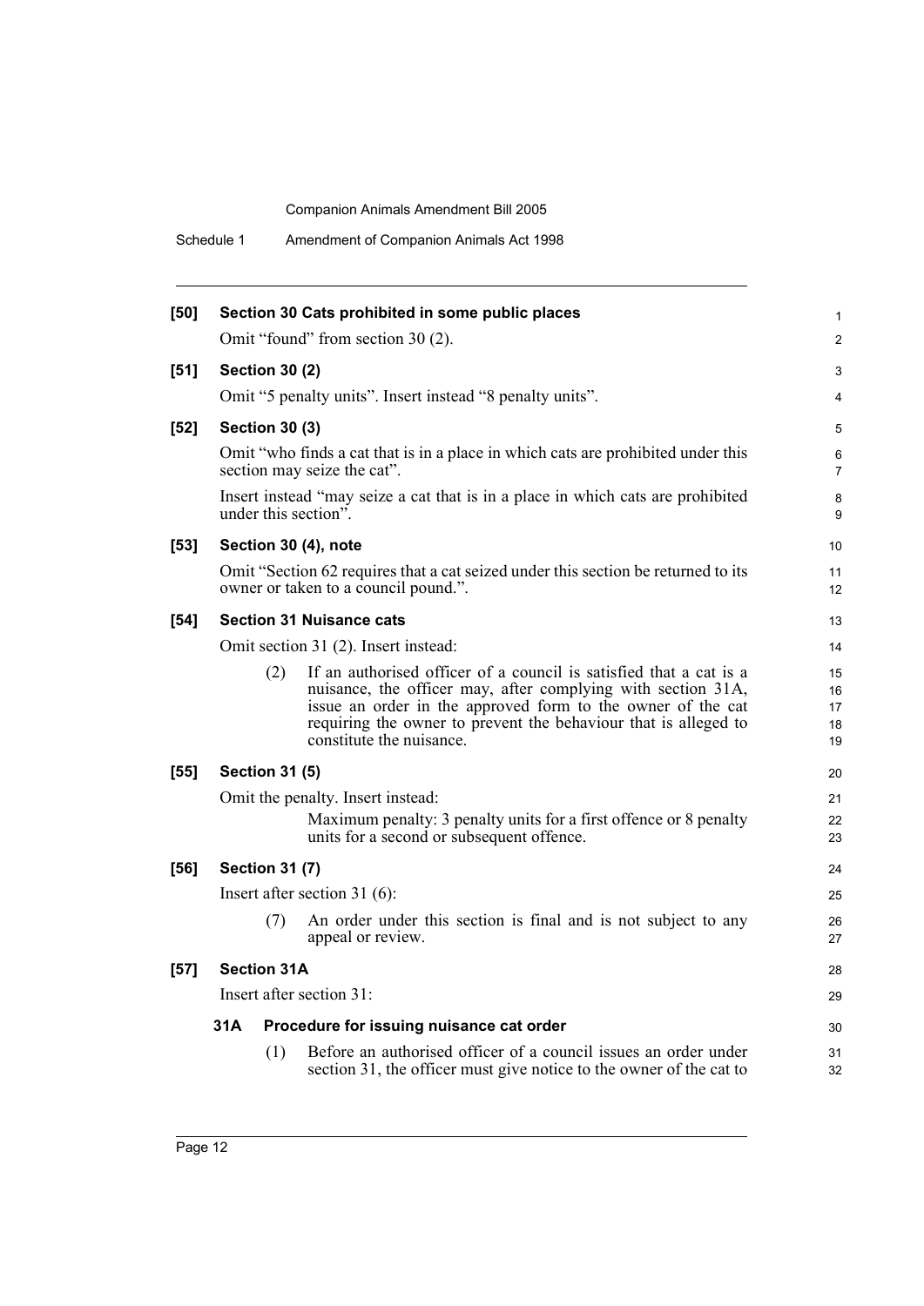**[50] Section 30 Cats prohibited in some public places**

Omit "found" from section 30 (2).

**[51] Section 30 (2)**

Omit "5 penalty units". Insert instead "8 penalty units".

**[52] Section 30 (3)**

Omit "who finds a cat that is in a place in which cats are prohibited under this section may seize the cat".

Insert instead "may seize a cat that is in a place in which cats are prohibited under this section".

**[53] Section 30 (4), note**

Omit "Section 62 requires that a cat seized under this section be returned to its owner or taken to a council pound.".

**[54] Section 31 Nuisance cats**

Omit section 31 (2). Insert instead:

(2) If an authorised officer of a council is satisfied that a cat is a nuisance, the officer may, after complying with section 31A, issue an order in the approved form to the owner of the cat requiring the owner to prevent the behaviour that is alleged to constitute the nuisance.

**[55] Section 31 (5)**

Omit the penalty. Insert instead:

Maximum penalty: 3 penalty units for a first offence or 8 penalty units for a second or subsequent offence.

**[56] Section 31 (7)**

Insert after section 31 (6):

(7) An order under this section is final and is not subject to any appeal or review.

**[57] Section 31A**

Insert after section 31:

**31A Procedure for issuing nuisance cat order**

(1) Before an authorised officer of a council issues an order under section 31, the officer must give notice to the owner of the cat to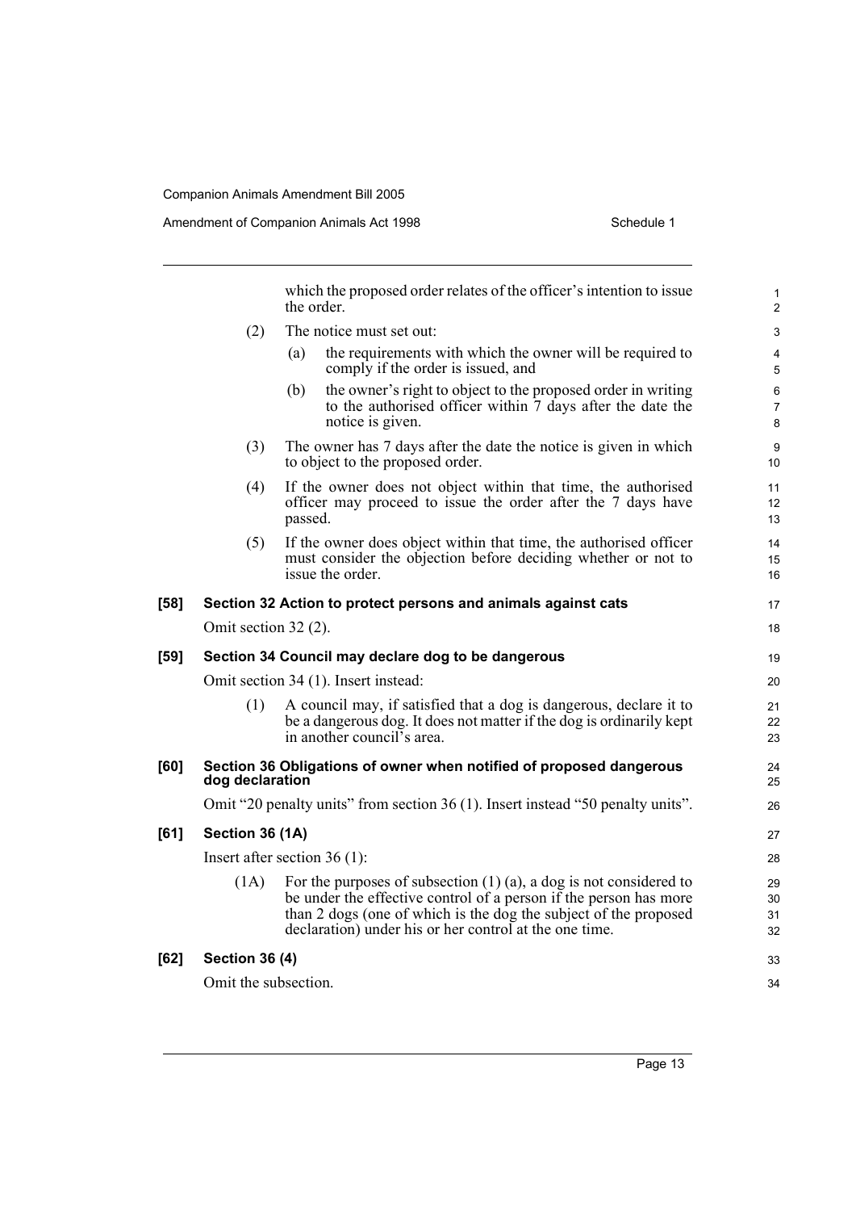which the proposed order relates of the officer's intention to issue the order.

(2) The notice must set out:

(a) the requirements with which the owner will be required to comply if the order is issued, and

(b) the owner's right to object to the proposed order in writing to the authorised officer within 7 days after the date the notice is given.

(3) The owner has 7 days after the date the notice is given in which to object to the proposed order.

(4) If the owner does not object within that time, the authorised officer may proceed to issue the order after the 7 days have passed.

(5) If the owner does object within that time, the authorised officer must consider the objection before deciding whether or not to issue the order.

**[58] Section 32 Action to protect persons and animals against cats**

Omit section 32 (2).

**[59] Section 34 Council may declare dog to be dangerous**

Omit section 34 (1). Insert instead:

(1) A council may, if satisfied that a dog is dangerous, declare it to be a dangerous dog. It does not matter if the dog is ordinarily kept in another council's area.

**[60] Section 36 Obligations of owner when notified of proposed dangerous dog declaration**

Omit "20 penalty units" from section 36 (1). Insert instead "50 penalty units".

**[61] Section 36 (1A)**

Insert after section 36 (1):

(1A) For the purposes of subsection (1) (a), a dog is not considered to be under the effective control of a person if the person has more than 2 dogs (one of which is the dog the subject of the proposed declaration) under his or her control at the one time.

**[62] Section 36 (4)**

Omit the subsection.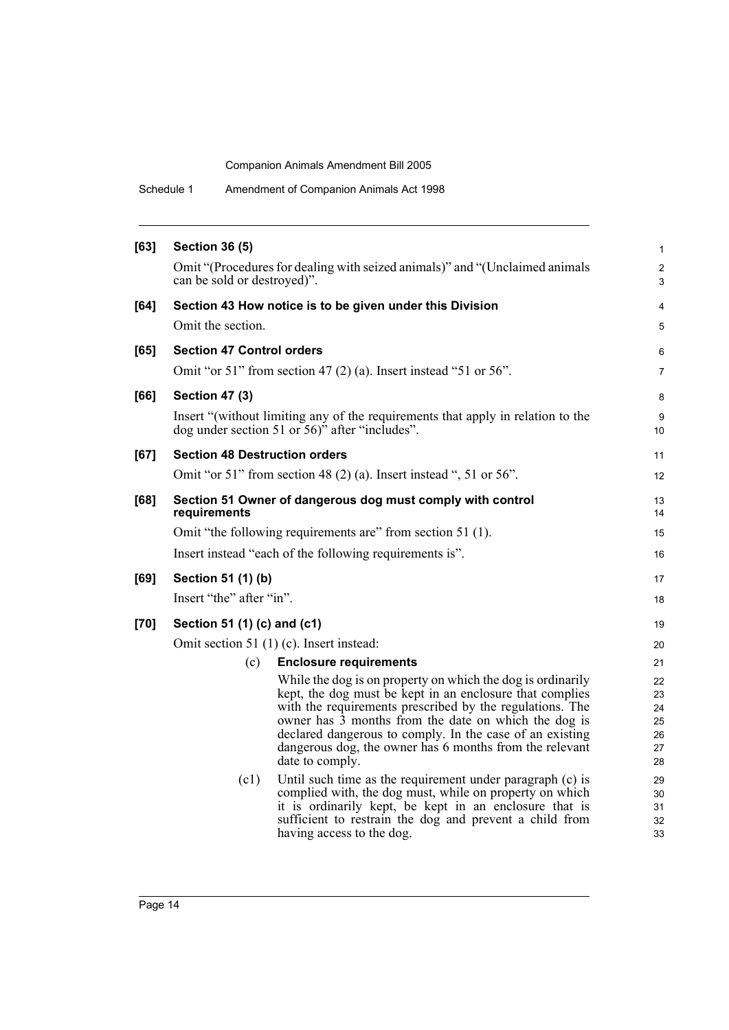**[63] Section 36 (5)**

Omit "(Procedures for dealing with seized animals)" and "(Unclaimed animals can be sold or destroyed)".

**[64] Section 43 How notice is to be given under this Division**

Omit the section.

**[65] Section 47 Control orders**

Omit "or 51" from section 47 (2) (a). Insert instead "51 or 56".

**[66] Section 47 (3)**

Insert "(without limiting any of the requirements that apply in relation to the dog under section 51 or 56)" after "includes".

**[67] Section 48 Destruction orders**

Omit "or 51" from section 48 (2) (a). Insert instead ", 51 or 56".

**[68] Section 51 Owner of dangerous dog must comply with control requirements**

Omit "the following requirements are" from section 51 (1).

Insert instead "each of the following requirements is".

**[69] Section 51 (1) (b)**

Insert "the" after "in".

**[70] Section 51 (1) (c) and (c1)**

Omit section 51 (1) (c). Insert instead:

(c) **Enclosure requirements**

While the dog is on property on which the dog is ordinarily kept, the dog must be kept in an enclosure that complies with the requirements prescribed by the regulations. The owner has 3 months from the date on which the dog is declared dangerous to comply. In the case of an existing dangerous dog, the owner has 6 months from the relevant date to comply.

(c1) Until such time as the requirement under paragraph (c) is complied with, the dog must, while on property on which it is ordinarily kept, be kept in an enclosure that is sufficient to restrain the dog and prevent a child from having access to the dog.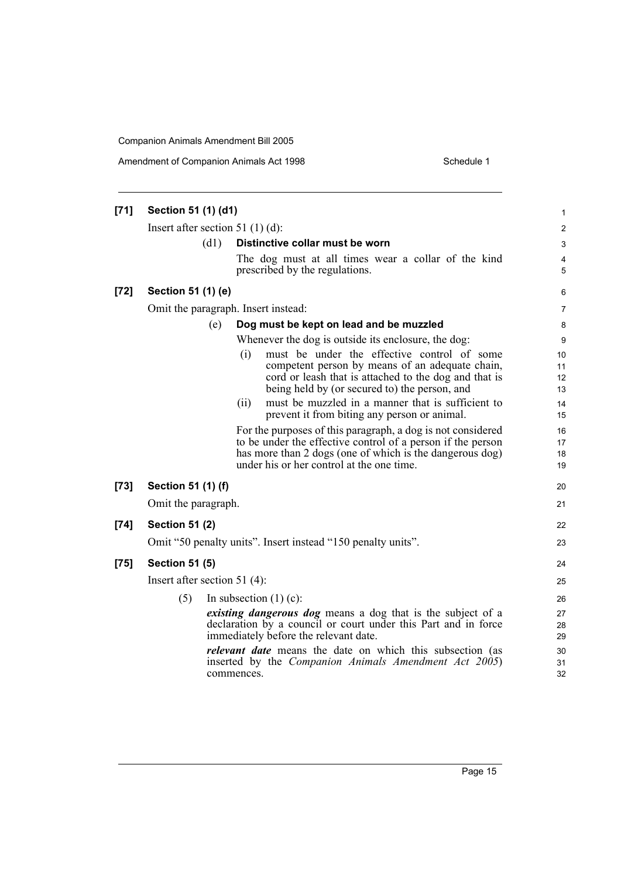**[71] Section 51 (1) (d1)**

Insert after section 51 (1) (d):

(d1) **Distinctive collar must be worn**

The dog must at all times wear a collar of the kind prescribed by the regulations.

**[72] Section 51 (1) (e)**

Omit the paragraph. Insert instead:

(e) **Dog must be kept on lead and be muzzled**

Whenever the dog is outside its enclosure, the dog:

(i) must be under the effective control of some competent person by means of an adequate chain, cord or leash that is attached to the dog and that is being held by (or secured to) the person, and

(ii) must be muzzled in a manner that is sufficient to prevent it from biting any person or animal.

For the purposes of this paragraph, a dog is not considered to be under the effective control of a person if the person has more than 2 dogs (one of which is the dangerous dog) under his or her control at the one time.

**[73] Section 51 (1) (f)**

Omit the paragraph.

**[74] Section 51 (2)**

Omit "50 penalty units". Insert instead "150 penalty units".

**[75] Section 51 (5)**

Insert after section 51 (4):

(5) In subsection (1) (c):

***existing dangerous dog*** means a dog that is the subject of a declaration by a council or court under this Part and in force immediately before the relevant date.

***relevant date*** means the date on which this subsection (as inserted by the *Companion Animals Amendment Act 2005*) commences.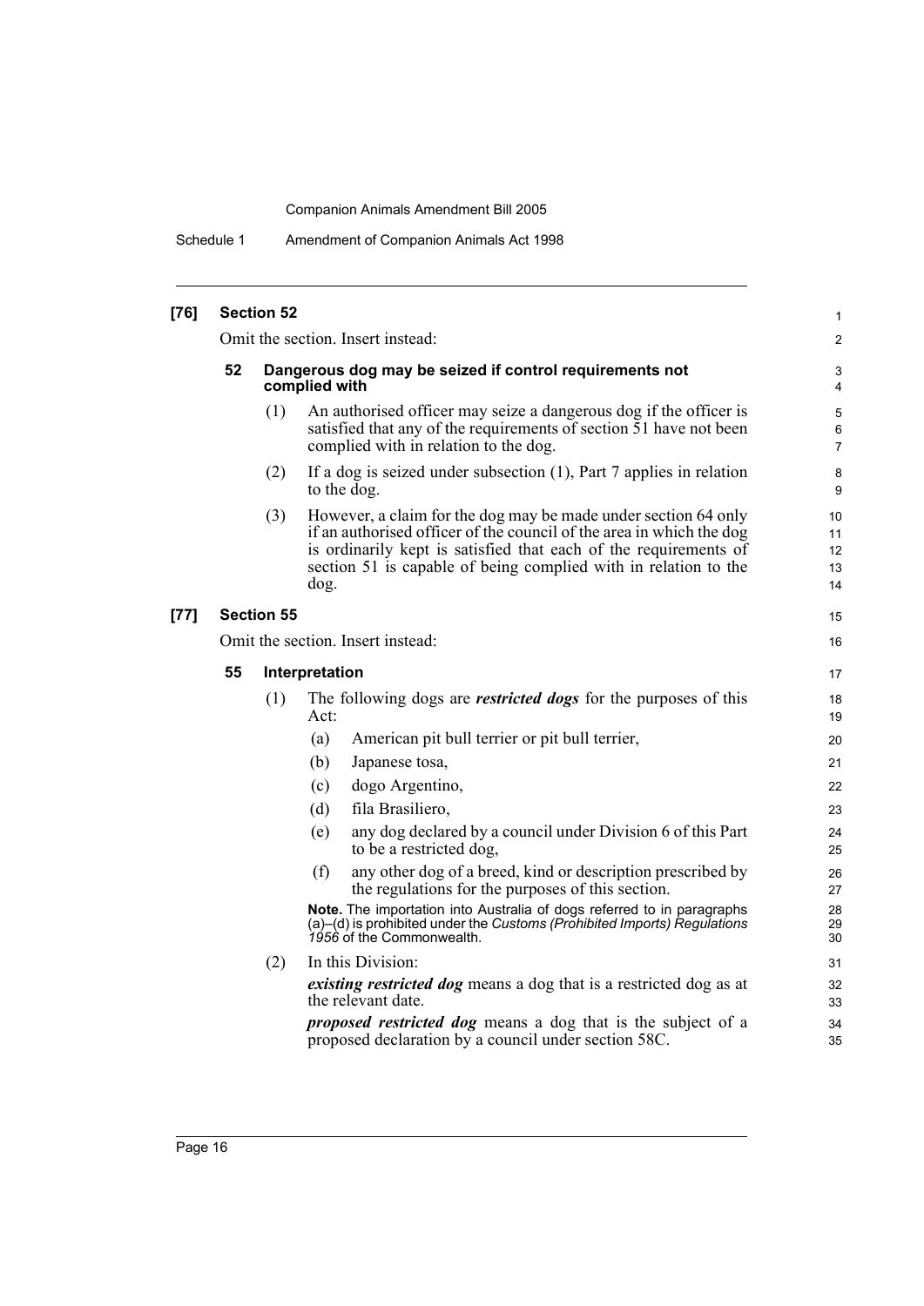**[76] Section 52**

Omit the section. Insert instead:

**52 Dangerous dog may be seized if control requirements not complied with**

(1) An authorised officer may seize a dangerous dog if the officer is satisfied that any of the requirements of section 51 have not been complied with in relation to the dog.

(2) If a dog is seized under subsection (1), Part 7 applies in relation to the dog.

(3) However, a claim for the dog may be made under section 64 only if an authorised officer of the council of the area in which the dog is ordinarily kept is satisfied that each of the requirements of section 51 is capable of being complied with in relation to the dog.

**[77] Section 55**

Omit the section. Insert instead:

**55 Interpretation**

(1) The following dogs are ***restricted dogs*** for the purposes of this Act:

(a) American pit bull terrier or pit bull terrier,

(b) Japanese tosa,

(c) dogo Argentino,

(d) fila Brasiliero,

(e) any dog declared by a council under Division 6 of this Part to be a restricted dog,

(f) any other dog of a breed, kind or description prescribed by the regulations for the purposes of this section.

**Note.** The importation into Australia of dogs referred to in paragraphs (a)–(d) is prohibited under the *Customs (Prohibited Imports) Regulations 1956* of the Commonwealth.

(2) In this Division:

***existing restricted dog*** means a dog that is a restricted dog as at the relevant date.

***proposed restricted dog*** means a dog that is the subject of a proposed declaration by a council under section 58C.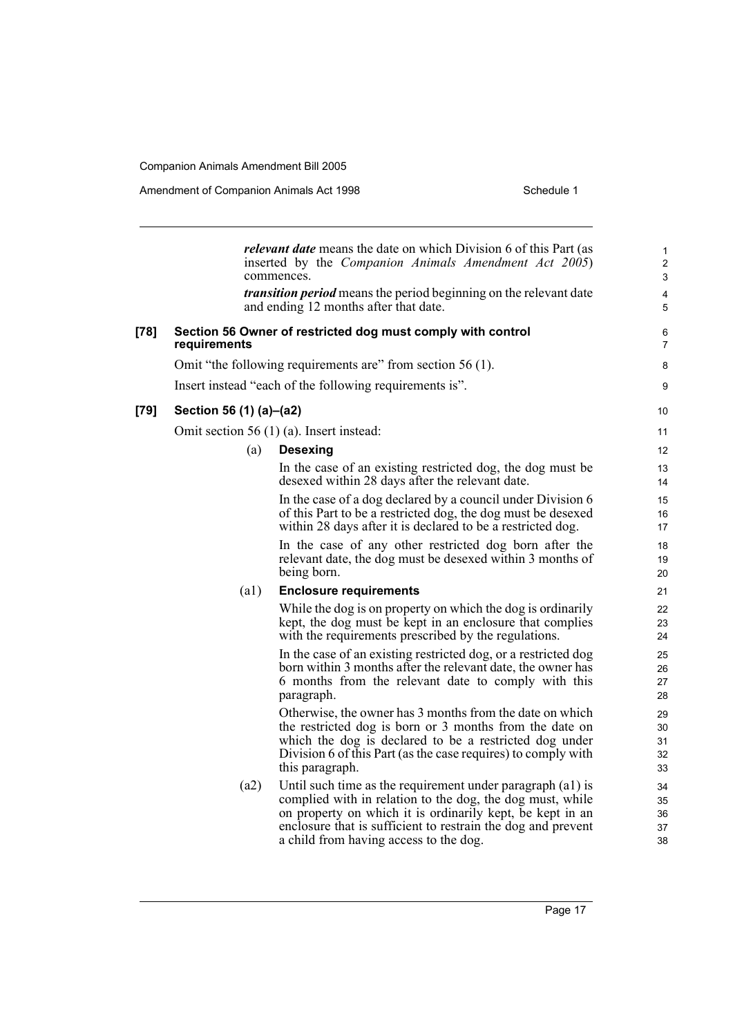***relevant date*** means the date on which Division 6 of this Part (as inserted by the *Companion Animals Amendment Act 2005*) commences.

***transition period*** means the period beginning on the relevant date and ending 12 months after that date.

**[78] Section 56 Owner of restricted dog must comply with control requirements**

Omit "the following requirements are" from section 56 (1).

Insert instead "each of the following requirements is".

**[79] Section 56 (1) (a)–(a2)**

Omit section 56 (1) (a). Insert instead:

(a) **Desexing**

In the case of an existing restricted dog, the dog must be desexed within 28 days after the relevant date.

In the case of a dog declared by a council under Division 6 of this Part to be a restricted dog, the dog must be desexed within 28 days after it is declared to be a restricted dog.

In the case of any other restricted dog born after the relevant date, the dog must be desexed within 3 months of being born.

(a1) **Enclosure requirements**

While the dog is on property on which the dog is ordinarily kept, the dog must be kept in an enclosure that complies with the requirements prescribed by the regulations.

In the case of an existing restricted dog, or a restricted dog born within 3 months after the relevant date, the owner has 6 months from the relevant date to comply with this paragraph.

Otherwise, the owner has 3 months from the date on which the restricted dog is born or 3 months from the date on which the dog is declared to be a restricted dog under Division 6 of this Part (as the case requires) to comply with this paragraph.

(a2) Until such time as the requirement under paragraph (a1) is complied with in relation to the dog, the dog must, while on property on which it is ordinarily kept, be kept in an enclosure that is sufficient to restrain the dog and prevent a child from having access to the dog.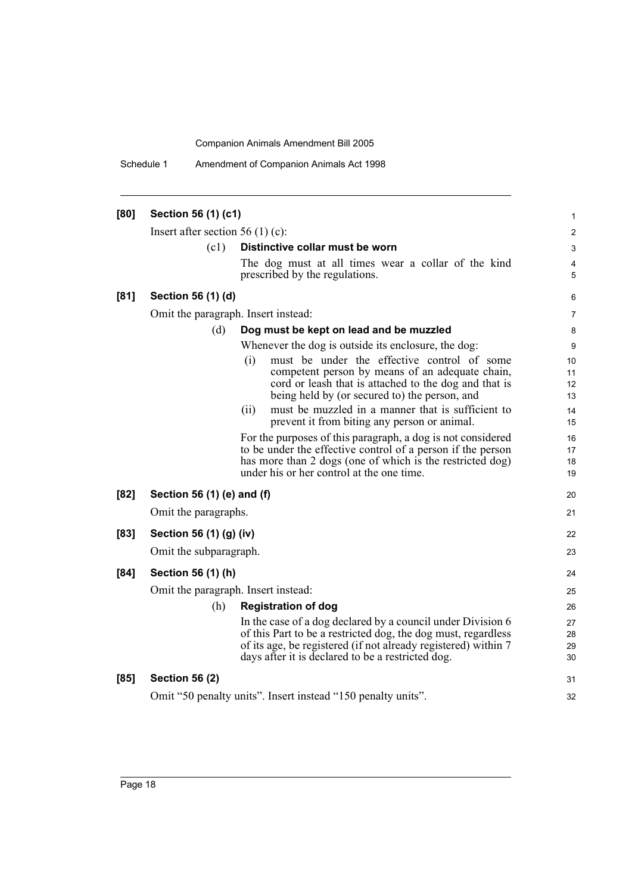**[80] Section 56 (1) (c1)**

Insert after section 56 (1) (c):

(c1) **Distinctive collar must be worn**

The dog must at all times wear a collar of the kind prescribed by the regulations.

**[81] Section 56 (1) (d)**

Omit the paragraph. Insert instead:

(d) **Dog must be kept on lead and be muzzled**

Whenever the dog is outside its enclosure, the dog:

(i) must be under the effective control of some competent person by means of an adequate chain, cord or leash that is attached to the dog and that is being held by (or secured to) the person, and

(ii) must be muzzled in a manner that is sufficient to prevent it from biting any person or animal.

For the purposes of this paragraph, a dog is not considered to be under the effective control of a person if the person has more than 2 dogs (one of which is the restricted dog) under his or her control at the one time.

**[82] Section 56 (1) (e) and (f)**

Omit the paragraphs.

**[83] Section 56 (1) (g) (iv)**

Omit the subparagraph.

**[84] Section 56 (1) (h)**

Omit the paragraph. Insert instead:

(h) **Registration of dog**

In the case of a dog declared by a council under Division 6 of this Part to be a restricted dog, the dog must, regardless of its age, be registered (if not already registered) within 7 days after it is declared to be a restricted dog.

**[85] Section 56 (2)**

Omit "50 penalty units". Insert instead "150 penalty units".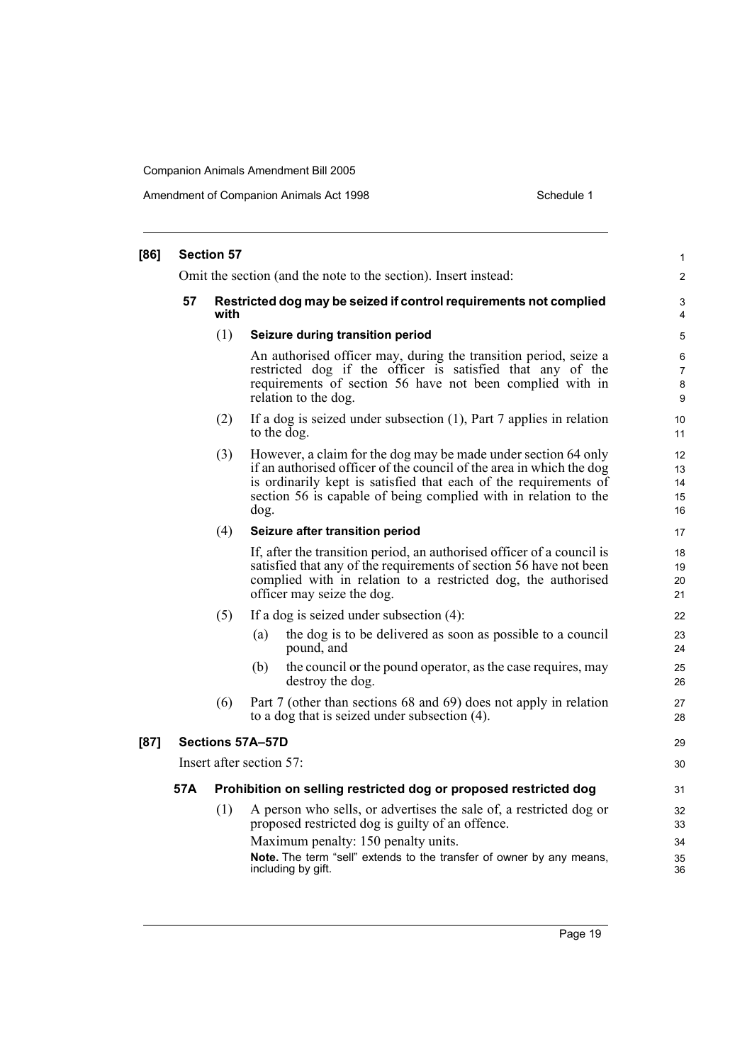**[86] Section 57**

Omit the section (and the note to the section). Insert instead:

**57 Restricted dog may be seized if control requirements not complied with**

(1) **Seizure during transition period**

An authorised officer may, during the transition period, seize a restricted dog if the officer is satisfied that any of the requirements of section 56 have not been complied with in relation to the dog.

(2) If a dog is seized under subsection (1), Part 7 applies in relation to the dog.

(3) However, a claim for the dog may be made under section 64 only if an authorised officer of the council of the area in which the dog is ordinarily kept is satisfied that each of the requirements of section 56 is capable of being complied with in relation to the dog.

(4) **Seizure after transition period**

If, after the transition period, an authorised officer of a council is satisfied that any of the requirements of section 56 have not been complied with in relation to a restricted dog, the authorised officer may seize the dog.

(5) If a dog is seized under subsection (4):

(a) the dog is to be delivered as soon as possible to a council pound, and

(b) the council or the pound operator, as the case requires, may destroy the dog.

(6) Part 7 (other than sections 68 and 69) does not apply in relation to a dog that is seized under subsection (4).

**[87] Sections 57A–57D**

Insert after section 57:

**57A Prohibition on selling restricted dog or proposed restricted dog**

(1) A person who sells, or advertises the sale of, a restricted dog or proposed restricted dog is guilty of an offence.

Maximum penalty: 150 penalty units.

**Note.** The term "sell" extends to the transfer of owner by any means, including by gift.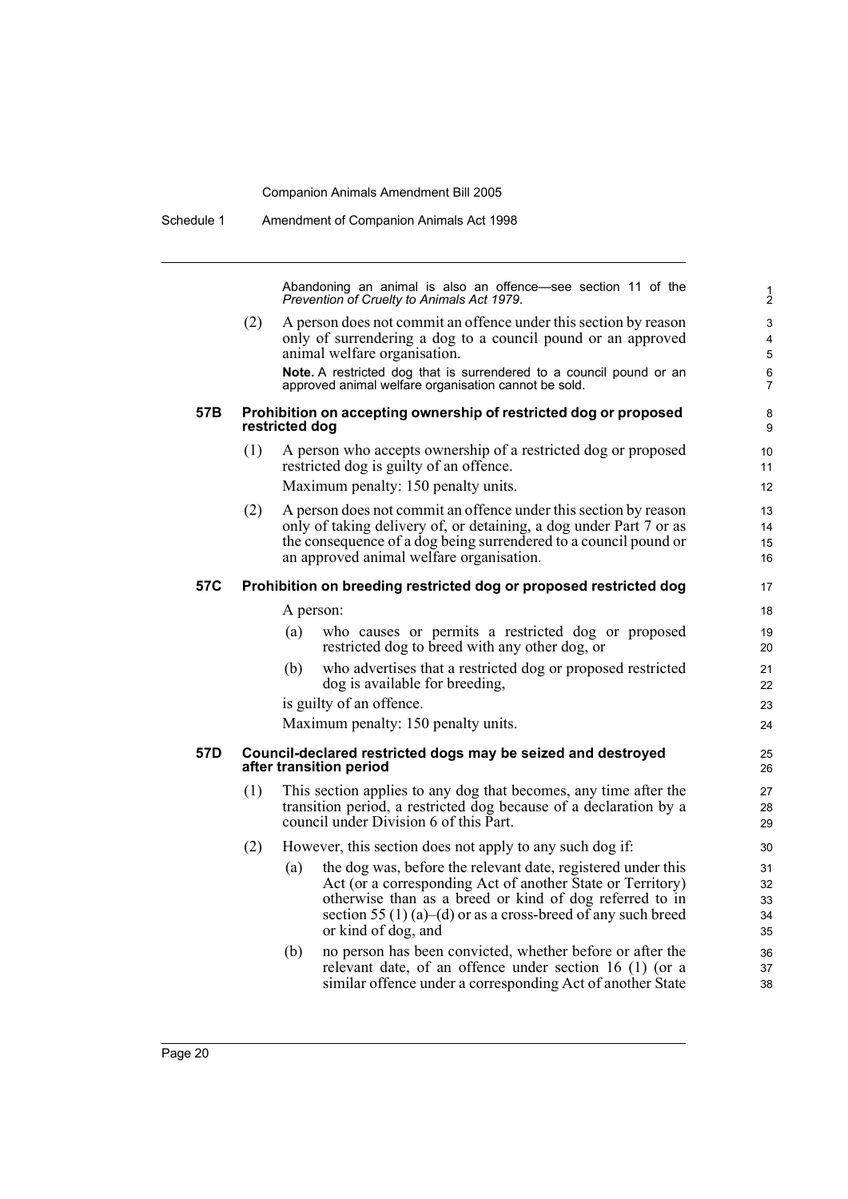Abandoning an animal is also an offence—see section 11 of the *Prevention of Cruelty to Animals Act 1979*.

(2) A person does not commit an offence under this section by reason only of surrendering a dog to a council pound or an approved animal welfare organisation.

**Note.** A restricted dog that is surrendered to a council pound or an approved animal welfare organisation cannot be sold.

### 57B Prohibition on accepting ownership of restricted dog or proposed restricted dog

(1) A person who accepts ownership of a restricted dog or proposed restricted dog is guilty of an offence.

Maximum penalty: 150 penalty units.

(2) A person does not commit an offence under this section by reason only of taking delivery of, or detaining, a dog under Part 7 or as the consequence of a dog being surrendered to a council pound or an approved animal welfare organisation.

### 57C Prohibition on breeding restricted dog or proposed restricted dog

A person:

(a) who causes or permits a restricted dog or proposed restricted dog to breed with any other dog, or

(b) who advertises that a restricted dog or proposed restricted dog is available for breeding,

is guilty of an offence.

Maximum penalty: 150 penalty units.

### 57D Council-declared restricted dogs may be seized and destroyed after transition period

(1) This section applies to any dog that becomes, any time after the transition period, a restricted dog because of a declaration by a council under Division 6 of this Part.

(2) However, this section does not apply to any such dog if:

(a) the dog was, before the relevant date, registered under this Act (or a corresponding Act of another State or Territory) otherwise than as a breed or kind of dog referred to in section 55 (1) (a)–(d) or as a cross-breed of any such breed or kind of dog, and

(b) no person has been convicted, whether before or after the relevant date, of an offence under section 16 (1) (or a similar offence under a corresponding Act of another State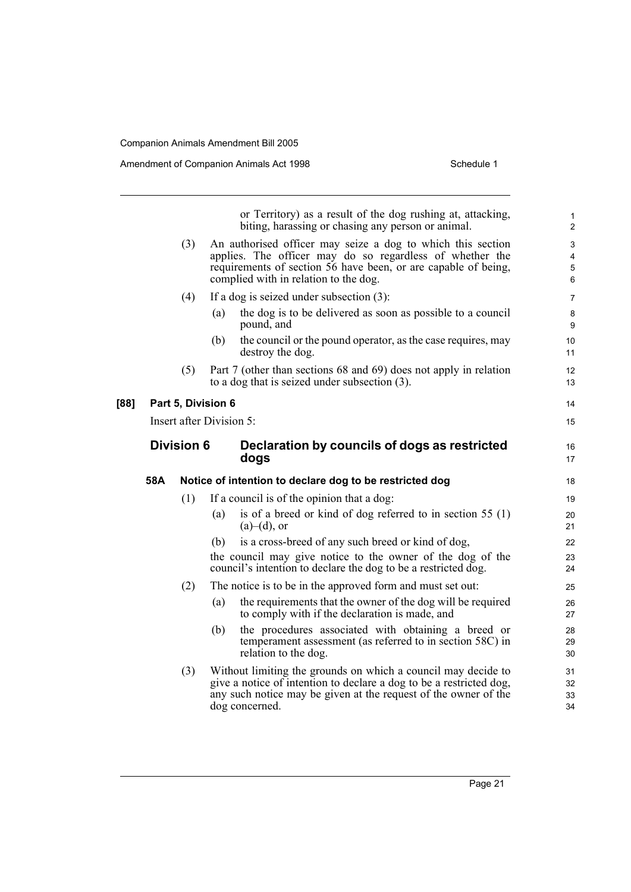or Territory) as a result of the dog rushing at, attacking, biting, harassing or chasing any person or animal.

(3) An authorised officer may seize a dog to which this section applies. The officer may do so regardless of whether the requirements of section 56 have been, or are capable of being, complied with in relation to the dog.

(4) If a dog is seized under subsection (3):

(a) the dog is to be delivered as soon as possible to a council pound, and

(b) the council or the pound operator, as the case requires, may destroy the dog.

(5) Part 7 (other than sections 68 and 69) does not apply in relation to a dog that is seized under subsection (3).

**[88] Part 5, Division 6**

Insert after Division 5:

## Division 6 Declaration by councils of dogs as restricted dogs

### 58A Notice of intention to declare dog to be restricted dog

(1) If a council is of the opinion that a dog:

(a) is of a breed or kind of dog referred to in section 55 (1) (a)–(d), or

(b) is a cross-breed of any such breed or kind of dog,

the council may give notice to the owner of the dog of the council's intention to declare the dog to be a restricted dog.

(2) The notice is to be in the approved form and must set out:

(a) the requirements that the owner of the dog will be required to comply with if the declaration is made, and

(b) the procedures associated with obtaining a breed or temperament assessment (as referred to in section 58C) in relation to the dog.

(3) Without limiting the grounds on which a council may decide to give a notice of intention to declare a dog to be a restricted dog, any such notice may be given at the request of the owner of the dog concerned.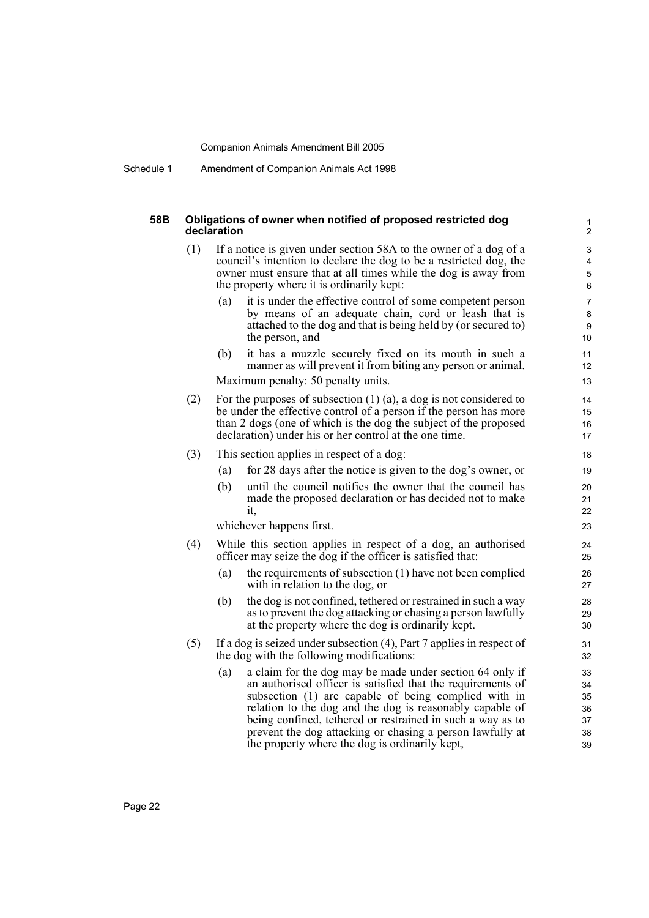#### 58B Obligations of owner when notified of proposed restricted dog declaration

(1) If a notice is given under section 58A to the owner of a dog of a council's intention to declare the dog to be a restricted dog, the owner must ensure that at all times while the dog is away from the property where it is ordinarily kept:

(a) it is under the effective control of some competent person by means of an adequate chain, cord or leash that is attached to the dog and that is being held by (or secured to) the person, and

(b) it has a muzzle securely fixed on its mouth in such a manner as will prevent it from biting any person or animal.

Maximum penalty: 50 penalty units.

(2) For the purposes of subsection (1) (a), a dog is not considered to be under the effective control of a person if the person has more than 2 dogs (one of which is the dog the subject of the proposed declaration) under his or her control at the one time.

(3) This section applies in respect of a dog:

(a) for 28 days after the notice is given to the dog's owner, or

(b) until the council notifies the owner that the council has made the proposed declaration or has decided not to make it,

whichever happens first.

(4) While this section applies in respect of a dog, an authorised officer may seize the dog if the officer is satisfied that:

(a) the requirements of subsection (1) have not been complied with in relation to the dog, or

(b) the dog is not confined, tethered or restrained in such a way as to prevent the dog attacking or chasing a person lawfully at the property where the dog is ordinarily kept.

(5) If a dog is seized under subsection (4), Part 7 applies in respect of the dog with the following modifications:

(a) a claim for the dog may be made under section 64 only if an authorised officer is satisfied that the requirements of subsection (1) are capable of being complied with in relation to the dog and the dog is reasonably capable of being confined, tethered or restrained in such a way as to prevent the dog attacking or chasing a person lawfully at the property where the dog is ordinarily kept,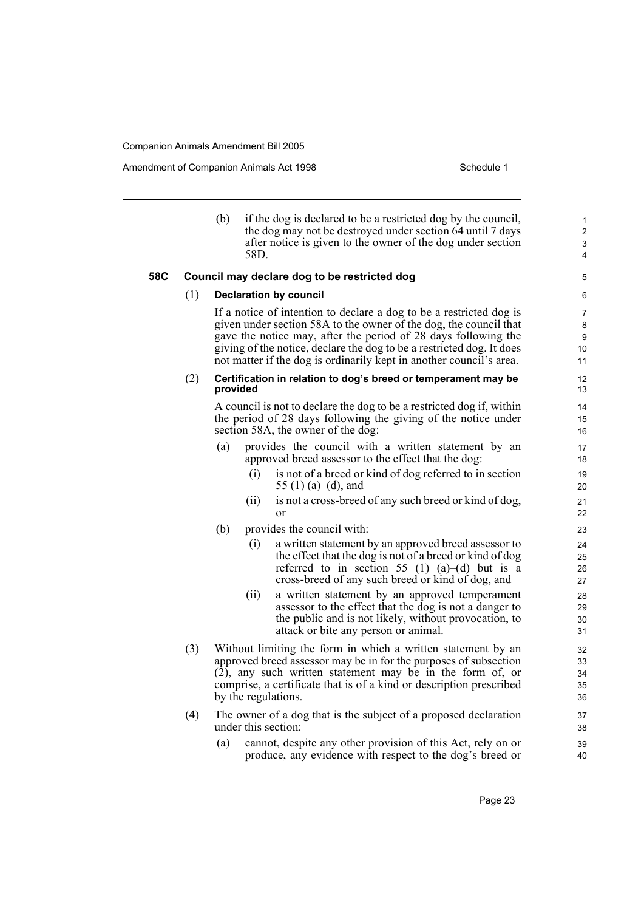(b) if the dog is declared to be a restricted dog by the council, the dog may not be destroyed under section 64 until 7 days after notice is given to the owner of the dog under section 58D.

### 58C Council may declare dog to be restricted dog

(1) **Declaration by council**

If a notice of intention to declare a dog to be a restricted dog is given under section 58A to the owner of the dog, the council that gave the notice may, after the period of 28 days following the giving of the notice, declare the dog to be a restricted dog. It does not matter if the dog is ordinarily kept in another council's area.

(2) **Certification in relation to dog's breed or temperament may be provided**

A council is not to declare the dog to be a restricted dog if, within the period of 28 days following the giving of the notice under section 58A, the owner of the dog:

- (a) provides the council with a written statement by an approved breed assessor to the effect that the dog:
  - (i) is not of a breed or kind of dog referred to in section 55 (1) (a)–(d), and
  - (ii) is not a cross-breed of any such breed or kind of dog, or
- (b) provides the council with:
  - (i) a written statement by an approved breed assessor to the effect that the dog is not of a breed or kind of dog referred to in section 55 (1) (a)–(d) but is a cross-breed of any such breed or kind of dog, and
  - (ii) a written statement by an approved temperament assessor to the effect that the dog is not a danger to the public and is not likely, without provocation, to attack or bite any person or animal.

(3) Without limiting the form in which a written statement by an approved breed assessor may be in for the purposes of subsection (2), any such written statement may be in the form of, or comprise, a certificate that is of a kind or description prescribed by the regulations.

(4) The owner of a dog that is the subject of a proposed declaration under this section:

- (a) cannot, despite any other provision of this Act, rely on or produce, any evidence with respect to the dog's breed or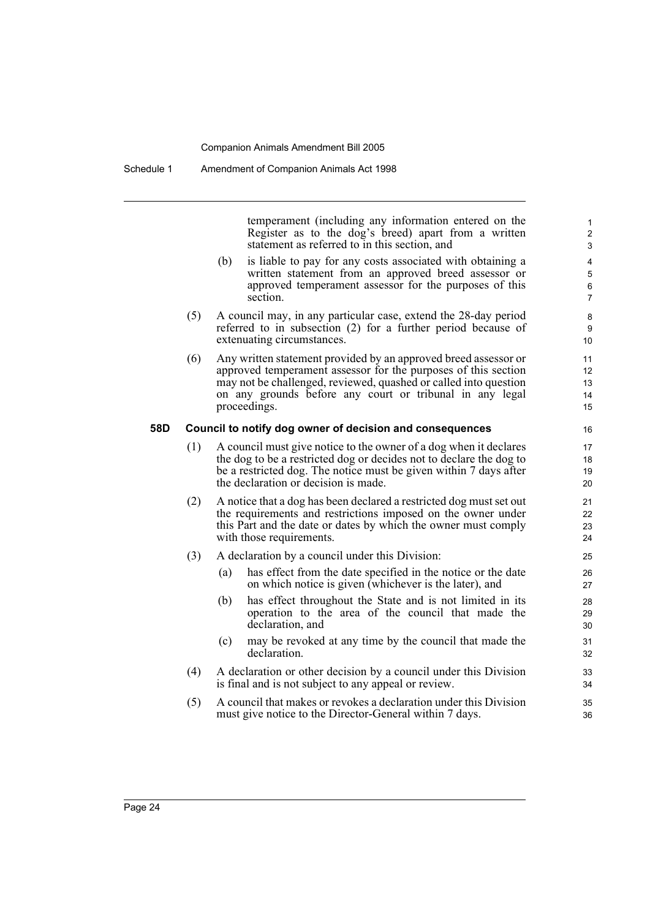temperament (including any information entered on the Register as to the dog's breed) apart from a written statement as referred to in this section, and

(b) is liable to pay for any costs associated with obtaining a written statement from an approved breed assessor or approved temperament assessor for the purposes of this section.

(5) A council may, in any particular case, extend the 28-day period referred to in subsection (2) for a further period because of extenuating circumstances.

(6) Any written statement provided by an approved breed assessor or approved temperament assessor for the purposes of this section may not be challenged, reviewed, quashed or called into question on any grounds before any court or tribunal in any legal proceedings.

**58D Council to notify dog owner of decision and consequences**

(1) A council must give notice to the owner of a dog when it declares the dog to be a restricted dog or decides not to declare the dog to be a restricted dog. The notice must be given within 7 days after the declaration or decision is made.

(2) A notice that a dog has been declared a restricted dog must set out the requirements and restrictions imposed on the owner under this Part and the date or dates by which the owner must comply with those requirements.

(3) A declaration by a council under this Division:

(a) has effect from the date specified in the notice or the date on which notice is given (whichever is the later), and

(b) has effect throughout the State and is not limited in its operation to the area of the council that made the declaration, and

(c) may be revoked at any time by the council that made the declaration.

(4) A declaration or other decision by a council under this Division is final and is not subject to any appeal or review.

(5) A council that makes or revokes a declaration under this Division must give notice to the Director-General within 7 days.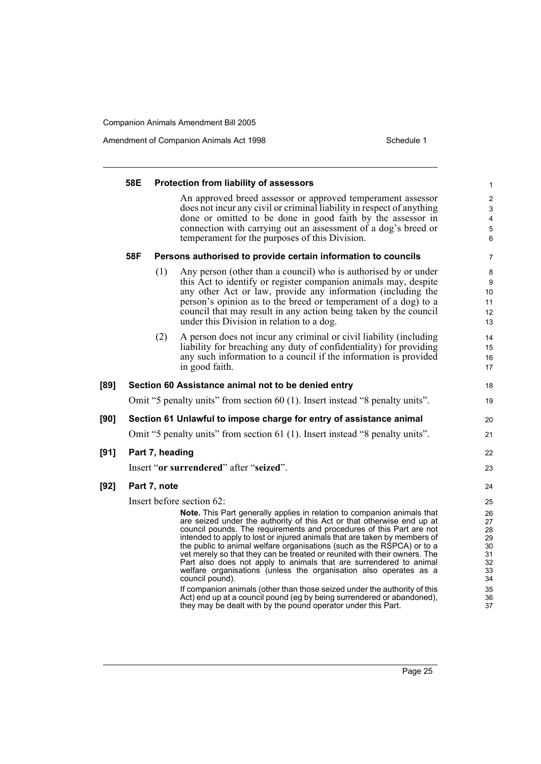#### 58E Protection from liability of assessors

An approved breed assessor or approved temperament assessor does not incur any civil or criminal liability in respect of anything done or omitted to be done in good faith by the assessor in connection with carrying out an assessment of a dog's breed or temperament for the purposes of this Division.

#### 58F Persons authorised to provide certain information to councils

(1) Any person (other than a council) who is authorised by or under this Act to identify or register companion animals may, despite any other Act or law, provide any information (including the person's opinion as to the breed or temperament of a dog) to a council that may result in any action being taken by the council under this Division in relation to a dog.

(2) A person does not incur any criminal or civil liability (including liability for breaching any duty of confidentiality) for providing any such information to a council if the information is provided in good faith.

### [89] Section 60 Assistance animal not to be denied entry

Omit "5 penalty units" from section 60 (1). Insert instead "8 penalty units".

### [90] Section 61 Unlawful to impose charge for entry of assistance animal

Omit "5 penalty units" from section 61 (1). Insert instead "8 penalty units".

### [91] Part 7, heading

Insert "**or surrendered**" after "**seized**".

### [92] Part 7, note

Insert before section 62:

> **Note.** This Part generally applies in relation to companion animals that are seized under the authority of this Act or that otherwise end up at council pounds. The requirements and procedures of this Part are not intended to apply to lost or injured animals that are taken by members of the public to animal welfare organisations (such as the RSPCA) or to a vet merely so that they can be treated or reunited with their owners. The Part also does not apply to animals that are surrendered to animal welfare organisations (unless the organisation also operates as a council pound).
>
> If companion animals (other than those seized under the authority of this Act) end up at a council pound (eg by being surrendered or abandoned), they may be dealt with by the pound operator under this Part.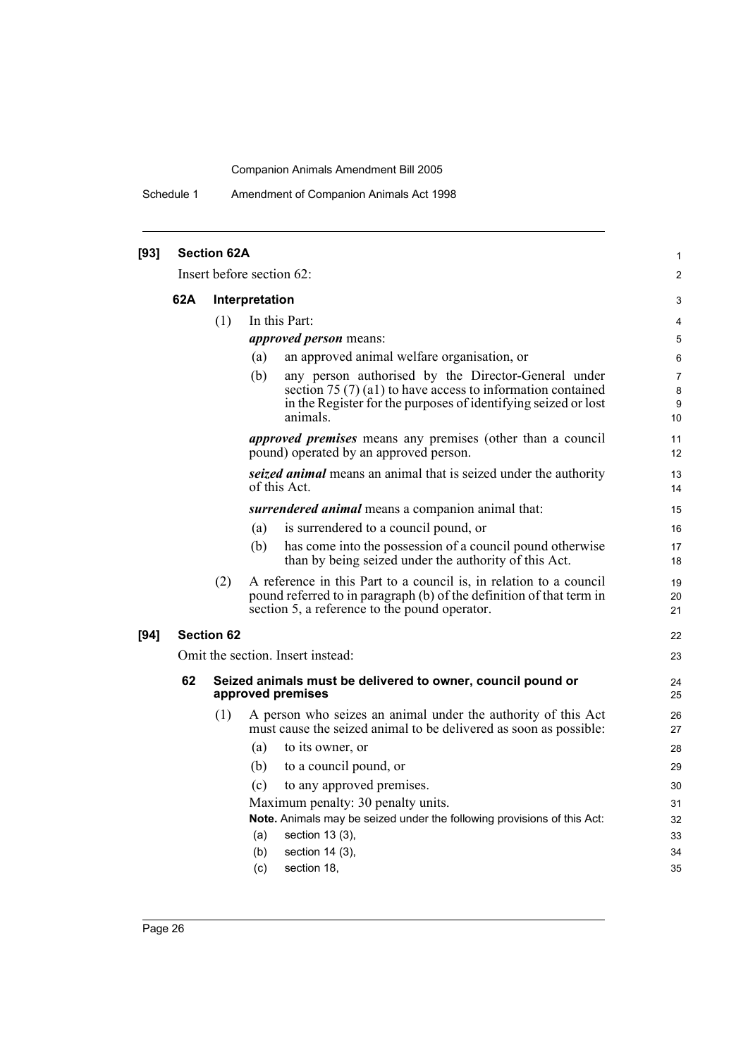**[93] Section 62A**

Insert before section 62:

**62A Interpretation**

(1) In this Part:

***approved person*** means:

(a) an approved animal welfare organisation, or

(b) any person authorised by the Director-General under section 75 (7) (a1) to have access to information contained in the Register for the purposes of identifying seized or lost animals.

***approved premises*** means any premises (other than a council pound) operated by an approved person.

***seized animal*** means an animal that is seized under the authority of this Act.

***surrendered animal*** means a companion animal that:

(a) is surrendered to a council pound, or

(b) has come into the possession of a council pound otherwise than by being seized under the authority of this Act.

(2) A reference in this Part to a council is, in relation to a council pound referred to in paragraph (b) of the definition of that term in section 5, a reference to the pound operator.

**[94] Section 62**

Omit the section. Insert instead:

**62 Seized animals must be delivered to owner, council pound or approved premises**

(1) A person who seizes an animal under the authority of this Act must cause the seized animal to be delivered as soon as possible:

(a) to its owner, or

(b) to a council pound, or

(c) to any approved premises.

Maximum penalty: 30 penalty units.

**Note.** Animals may be seized under the following provisions of this Act:

(a) section 13 (3),

(b) section 14 (3),

(c) section 18,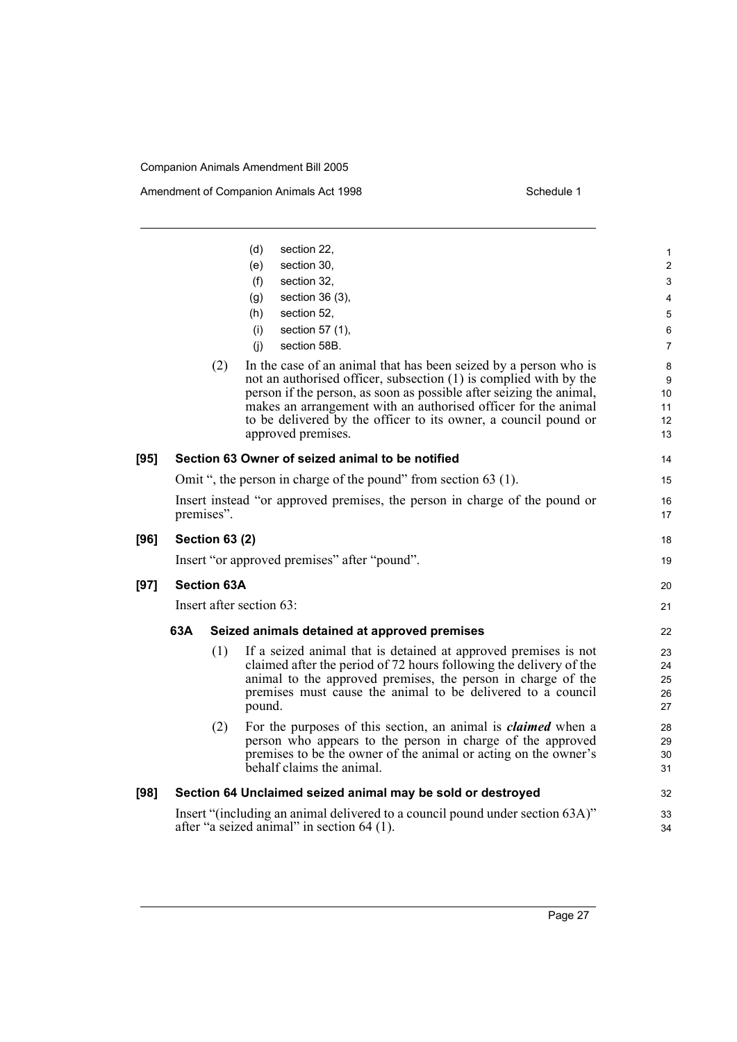(d) section 22,

(e) section 30,

(f) section 32,

(g) section 36 (3),

(h) section 52,

(i) section 57 (1),

(j) section 58B.

(2) In the case of an animal that has been seized by a person who is not an authorised officer, subsection (1) is complied with by the person if the person, as soon as possible after seizing the animal, makes an arrangement with an authorised officer for the animal to be delivered by the officer to its owner, a council pound or approved premises.

**[95] Section 63 Owner of seized animal to be notified**

Omit ", the person in charge of the pound" from section 63 (1).

Insert instead "or approved premises, the person in charge of the pound or premises".

**[96] Section 63 (2)**

Insert "or approved premises" after "pound".

**[97] Section 63A**

Insert after section 63:

**63A Seized animals detained at approved premises**

(1) If a seized animal that is detained at approved premises is not claimed after the period of 72 hours following the delivery of the animal to the approved premises, the person in charge of the premises must cause the animal to be delivered to a council pound.

(2) For the purposes of this section, an animal is ***claimed*** when a person who appears to the person in charge of the approved premises to be the owner of the animal or acting on the owner's behalf claims the animal.

**[98] Section 64 Unclaimed seized animal may be sold or destroyed**

Insert "(including an animal delivered to a council pound under section 63A)" after "a seized animal" in section 64 (1).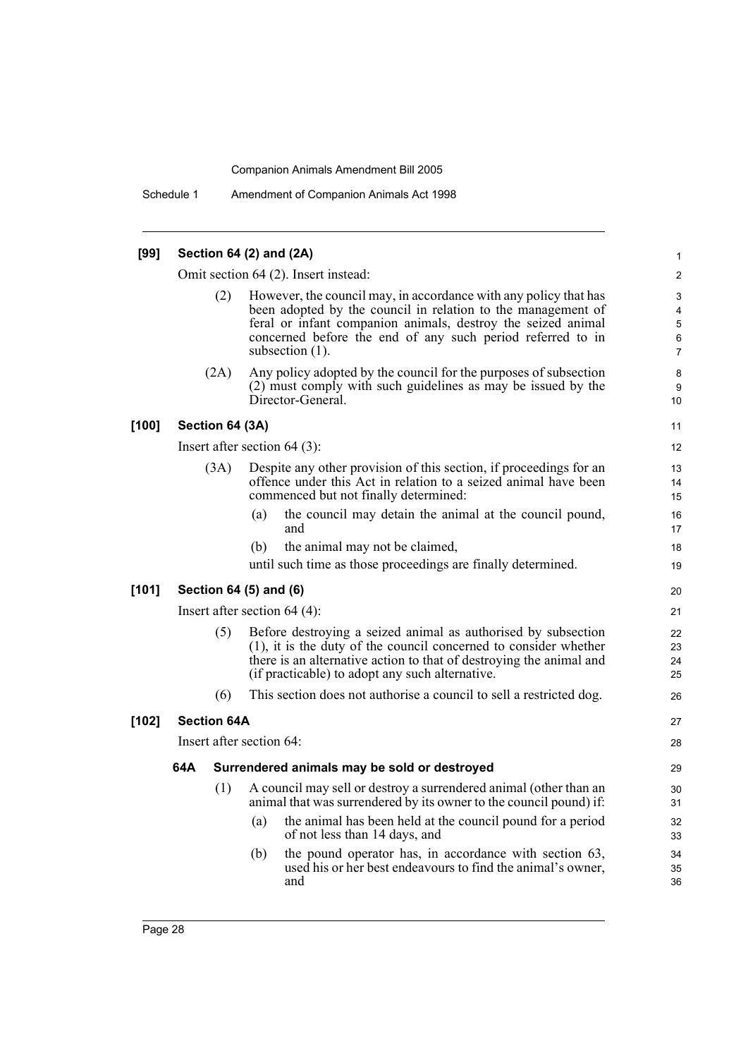**[99] Section 64 (2) and (2A)**

Omit section 64 (2). Insert instead:

(2) However, the council may, in accordance with any policy that has been adopted by the council in relation to the management of feral or infant companion animals, destroy the seized animal concerned before the end of any such period referred to in subsection (1).

(2A) Any policy adopted by the council for the purposes of subsection (2) must comply with such guidelines as may be issued by the Director-General.

**[100] Section 64 (3A)**

Insert after section 64 (3):

(3A) Despite any other provision of this section, if proceedings for an offence under this Act in relation to a seized animal have been commenced but not finally determined:

(a) the council may detain the animal at the council pound, and

(b) the animal may not be claimed,

until such time as those proceedings are finally determined.

**[101] Section 64 (5) and (6)**

Insert after section 64 (4):

(5) Before destroying a seized animal as authorised by subsection (1), it is the duty of the council concerned to consider whether there is an alternative action to that of destroying the animal and (if practicable) to adopt any such alternative.

(6) This section does not authorise a council to sell a restricted dog.

**[102] Section 64A**

Insert after section 64:

**64A Surrendered animals may be sold or destroyed**

(1) A council may sell or destroy a surrendered animal (other than an animal that was surrendered by its owner to the council pound) if:

(a) the animal has been held at the council pound for a period of not less than 14 days, and

(b) the pound operator has, in accordance with section 63, used his or her best endeavours to find the animal's owner, and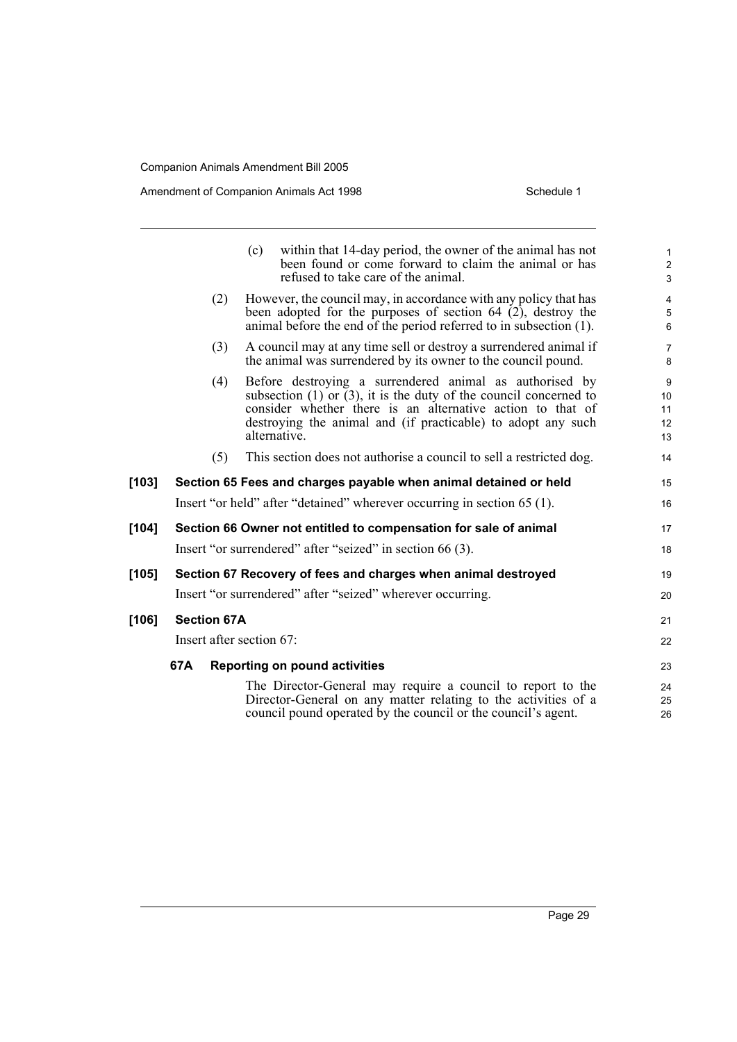(c) within that 14-day period, the owner of the animal has not been found or come forward to claim the animal or has refused to take care of the animal.

(2) However, the council may, in accordance with any policy that has been adopted for the purposes of section 64 (2), destroy the animal before the end of the period referred to in subsection (1).

(3) A council may at any time sell or destroy a surrendered animal if the animal was surrendered by its owner to the council pound.

(4) Before destroying a surrendered animal as authorised by subsection (1) or (3), it is the duty of the council concerned to consider whether there is an alternative action to that of destroying the animal and (if practicable) to adopt any such alternative.

(5) This section does not authorise a council to sell a restricted dog.

**[103] Section 65 Fees and charges payable when animal detained or held**

Insert "or held" after "detained" wherever occurring in section 65 (1).

**[104] Section 66 Owner not entitled to compensation for sale of animal**

Insert "or surrendered" after "seized" in section 66 (3).

**[105] Section 67 Recovery of fees and charges when animal destroyed**

Insert "or surrendered" after "seized" wherever occurring.

**[106] Section 67A**

Insert after section 67:

**67A Reporting on pound activities**

The Director-General may require a council to report to the Director-General on any matter relating to the activities of a council pound operated by the council or the council's agent.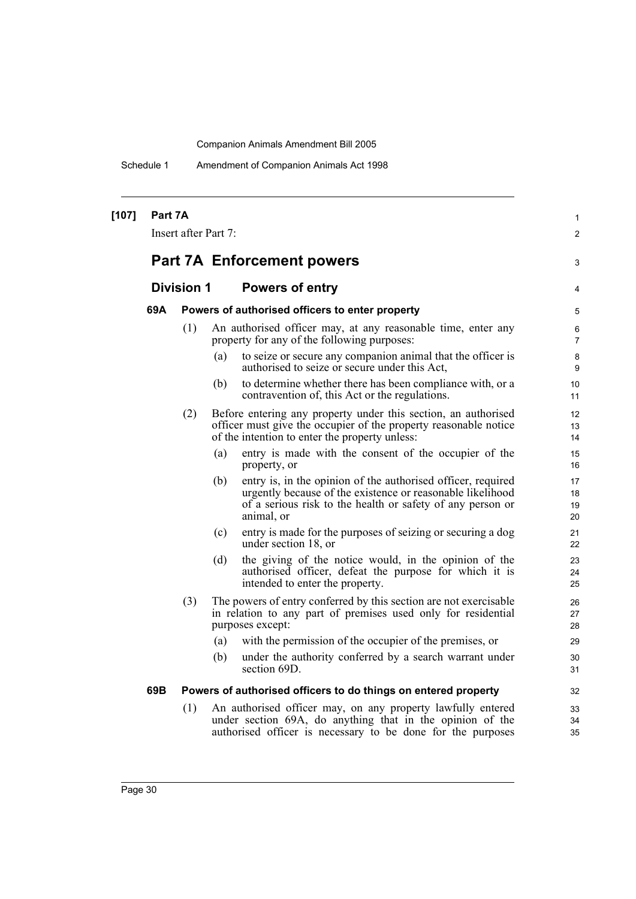**[107] Part 7A**

Insert after Part 7:

# Part 7A Enforcement powers

## Division 1 Powers of entry

### 69A Powers of authorised officers to enter property

(1) An authorised officer may, at any reasonable time, enter any property for any of the following purposes:

- (a) to seize or secure any companion animal that the officer is authorised to seize or secure under this Act,
- (b) to determine whether there has been compliance with, or a contravention of, this Act or the regulations.

(2) Before entering any property under this section, an authorised officer must give the occupier of the property reasonable notice of the intention to enter the property unless:

- (a) entry is made with the consent of the occupier of the property, or
- (b) entry is, in the opinion of the authorised officer, required urgently because of the existence or reasonable likelihood of a serious risk to the health or safety of any person or animal, or
- (c) entry is made for the purposes of seizing or securing a dog under section 18, or
- (d) the giving of the notice would, in the opinion of the authorised officer, defeat the purpose for which it is intended to enter the property.

(3) The powers of entry conferred by this section are not exercisable in relation to any part of premises used only for residential purposes except:

- (a) with the permission of the occupier of the premises, or
- (b) under the authority conferred by a search warrant under section 69D.

### 69B Powers of authorised officers to do things on entered property

(1) An authorised officer may, on any property lawfully entered under section 69A, do anything that in the opinion of the authorised officer is necessary to be done for the purposes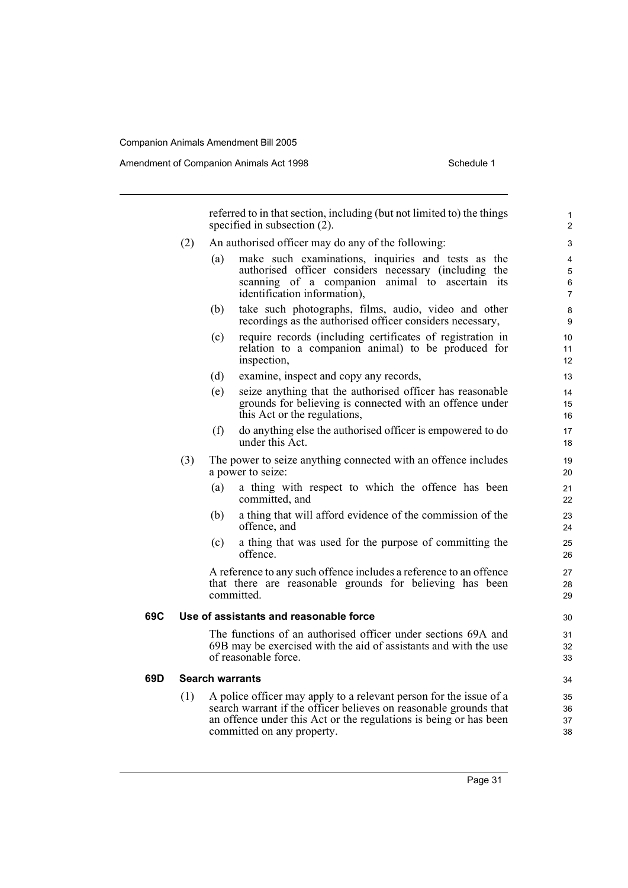referred to in that section, including (but not limited to) the things specified in subsection (2).

(2) An authorised officer may do any of the following:

(a) make such examinations, inquiries and tests as the authorised officer considers necessary (including the scanning of a companion animal to ascertain its identification information),

(b) take such photographs, films, audio, video and other recordings as the authorised officer considers necessary,

(c) require records (including certificates of registration in relation to a companion animal) to be produced for inspection,

(d) examine, inspect and copy any records,

(e) seize anything that the authorised officer has reasonable grounds for believing is connected with an offence under this Act or the regulations,

(f) do anything else the authorised officer is empowered to do under this Act.

(3) The power to seize anything connected with an offence includes a power to seize:

(a) a thing with respect to which the offence has been committed, and

(b) a thing that will afford evidence of the commission of the offence, and

(c) a thing that was used for the purpose of committing the offence.

A reference to any such offence includes a reference to an offence that there are reasonable grounds for believing has been committed.

**69C Use of assistants and reasonable force**

The functions of an authorised officer under sections 69A and 69B may be exercised with the aid of assistants and with the use of reasonable force.

**69D Search warrants**

(1) A police officer may apply to a relevant person for the issue of a search warrant if the officer believes on reasonable grounds that an offence under this Act or the regulations is being or has been committed on any property.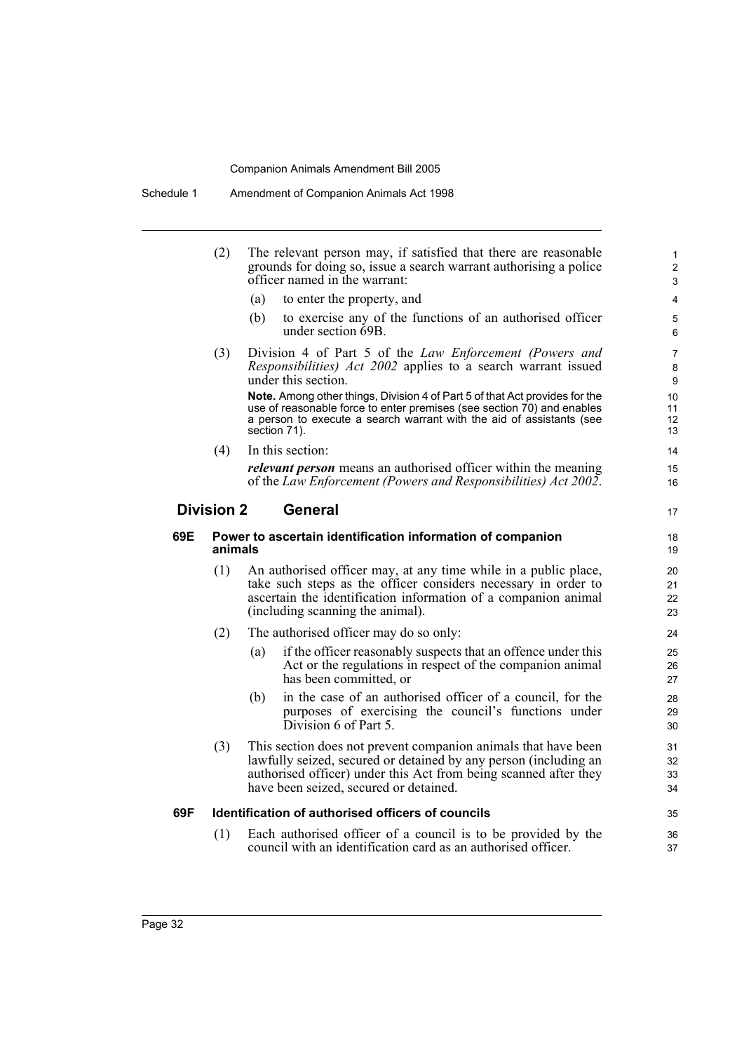(2) The relevant person may, if satisfied that there are reasonable grounds for doing so, issue a search warrant authorising a police officer named in the warrant:

(a) to enter the property, and

(b) to exercise any of the functions of an authorised officer under section 69B.

(3) Division 4 of Part 5 of the *Law Enforcement (Powers and Responsibilities) Act 2002* applies to a search warrant issued under this section.

**Note.** Among other things, Division 4 of Part 5 of that Act provides for the use of reasonable force to enter premises (see section 70) and enables a person to execute a search warrant with the aid of assistants (see section 71).

(4) In this section:

***relevant person*** means an authorised officer within the meaning of the *Law Enforcement (Powers and Responsibilities) Act 2002*.

## Division 2 General

### 69E Power to ascertain identification information of companion animals

(1) An authorised officer may, at any time while in a public place, take such steps as the officer considers necessary in order to ascertain the identification information of a companion animal (including scanning the animal).

(2) The authorised officer may do so only:

(a) if the officer reasonably suspects that an offence under this Act or the regulations in respect of the companion animal has been committed, or

(b) in the case of an authorised officer of a council, for the purposes of exercising the council's functions under Division 6 of Part 5.

(3) This section does not prevent companion animals that have been lawfully seized, secured or detained by any person (including an authorised officer) under this Act from being scanned after they have been seized, secured or detained.

### 69F Identification of authorised officers of councils

(1) Each authorised officer of a council is to be provided by the council with an identification card as an authorised officer.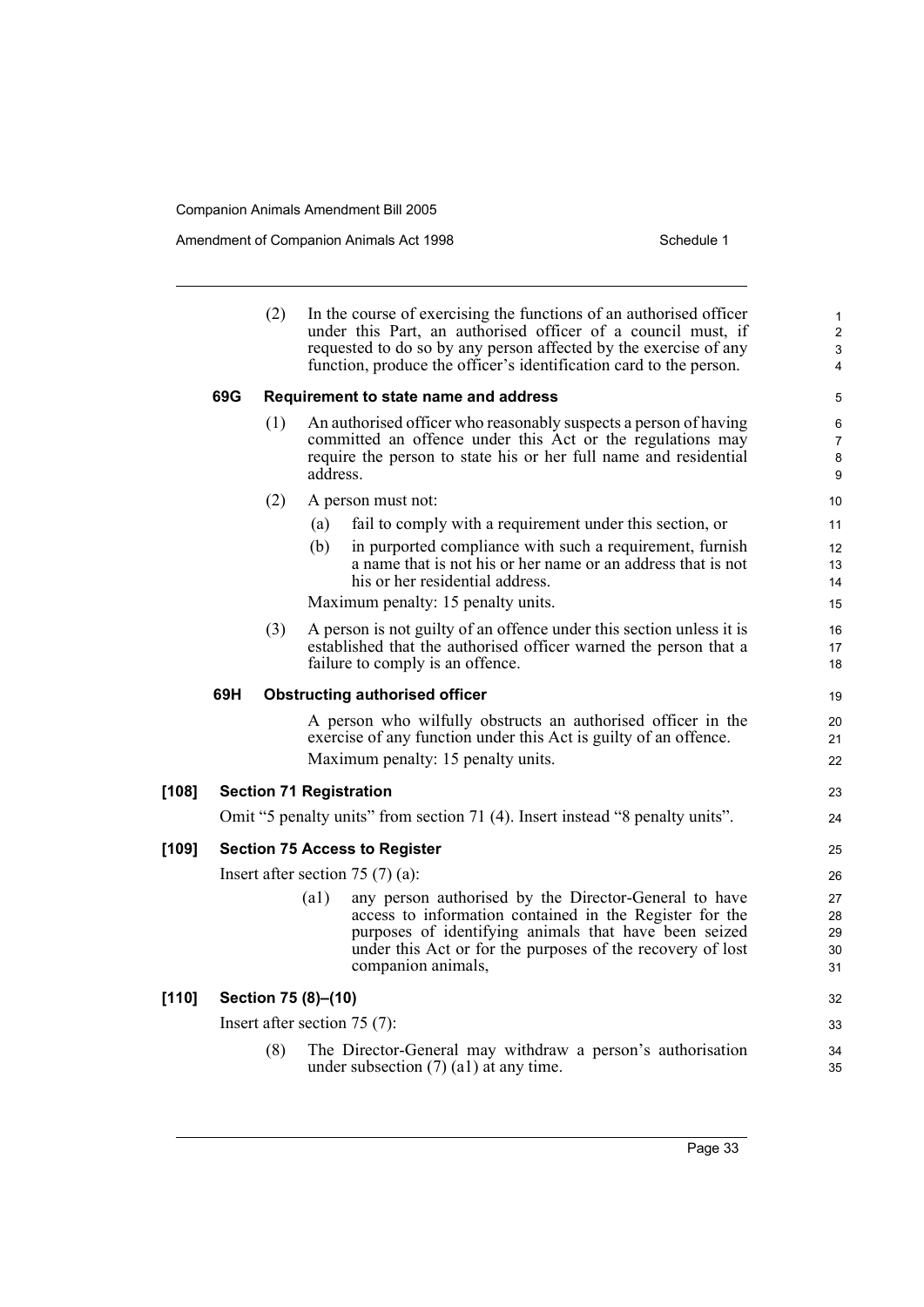(2) In the course of exercising the functions of an authorised officer under this Part, an authorised officer of a council must, if requested to do so by any person affected by the exercise of any function, produce the officer's identification card to the person.

**69G Requirement to state name and address**

(1) An authorised officer who reasonably suspects a person of having committed an offence under this Act or the regulations may require the person to state his or her full name and residential address.

(2) A person must not:

(a) fail to comply with a requirement under this section, or

(b) in purported compliance with such a requirement, furnish a name that is not his or her name or an address that is not his or her residential address.

Maximum penalty: 15 penalty units.

(3) A person is not guilty of an offence under this section unless it is established that the authorised officer warned the person that a failure to comply is an offence.

**69H Obstructing authorised officer**

A person who wilfully obstructs an authorised officer in the exercise of any function under this Act is guilty of an offence.

Maximum penalty: 15 penalty units.

**[108] Section 71 Registration**

Omit "5 penalty units" from section 71 (4). Insert instead "8 penalty units".

**[109] Section 75 Access to Register**

Insert after section 75 (7) (a):

(a1) any person authorised by the Director-General to have access to information contained in the Register for the purposes of identifying animals that have been seized under this Act or for the purposes of the recovery of lost companion animals,

**[110] Section 75 (8)–(10)**

Insert after section 75 (7):

(8) The Director-General may withdraw a person's authorisation under subsection (7) (a1) at any time.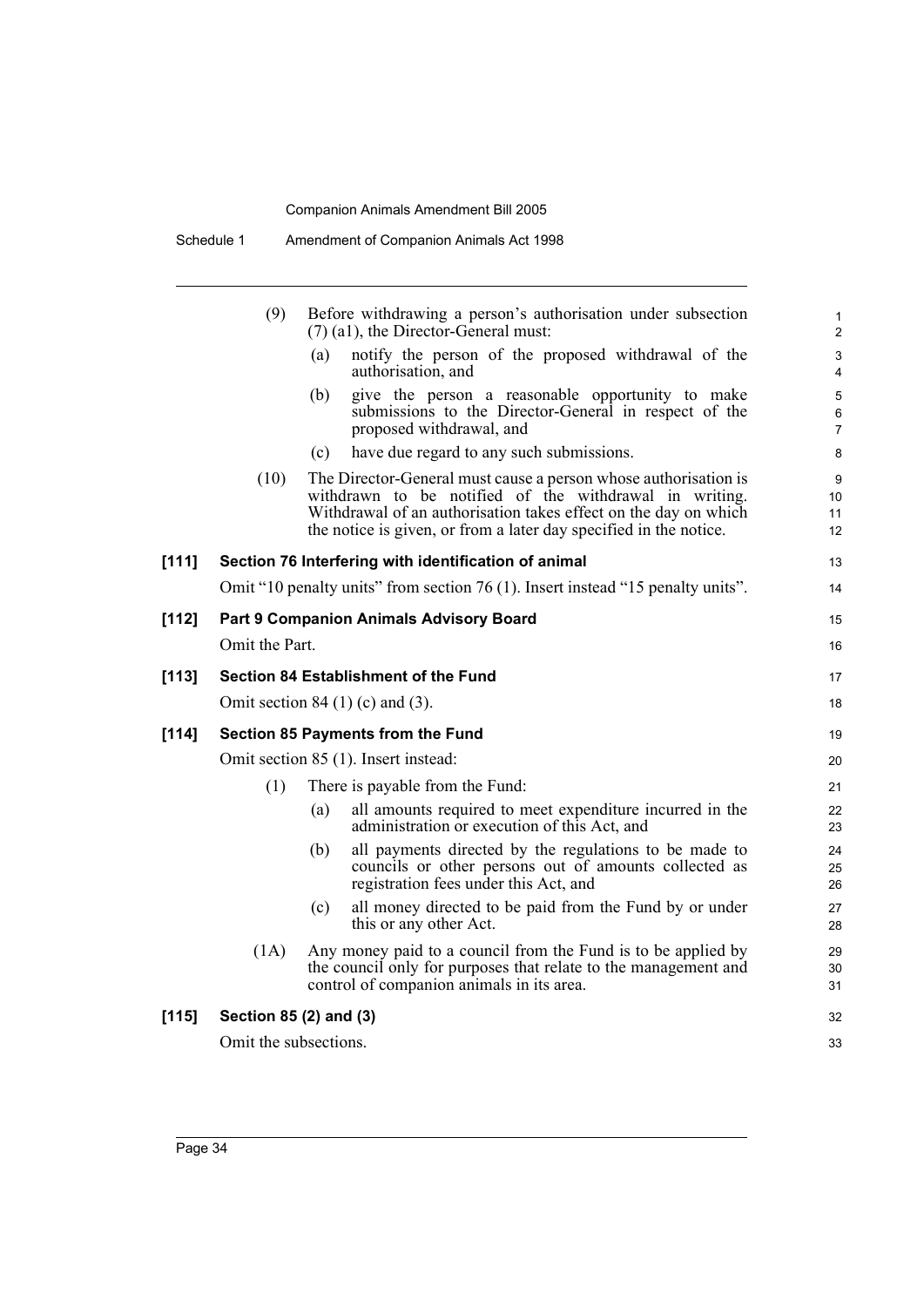(9) Before withdrawing a person's authorisation under subsection (7) (a1), the Director-General must:

(a) notify the person of the proposed withdrawal of the authorisation, and

(b) give the person a reasonable opportunity to make submissions to the Director-General in respect of the proposed withdrawal, and

(c) have due regard to any such submissions.

(10) The Director-General must cause a person whose authorisation is withdrawn to be notified of the withdrawal in writing. Withdrawal of an authorisation takes effect on the day on which the notice is given, or from a later day specified in the notice.

**[111] Section 76 Interfering with identification of animal**

Omit "10 penalty units" from section 76 (1). Insert instead "15 penalty units".

**[112] Part 9 Companion Animals Advisory Board**

Omit the Part.

**[113] Section 84 Establishment of the Fund**

Omit section 84 (1) (c) and (3).

**[114] Section 85 Payments from the Fund**

Omit section 85 (1). Insert instead:

(1) There is payable from the Fund:

(a) all amounts required to meet expenditure incurred in the administration or execution of this Act, and

(b) all payments directed by the regulations to be made to councils or other persons out of amounts collected as registration fees under this Act, and

(c) all money directed to be paid from the Fund by or under this or any other Act.

(1A) Any money paid to a council from the Fund is to be applied by the council only for purposes that relate to the management and control of companion animals in its area.

**[115] Section 85 (2) and (3)**

Omit the subsections.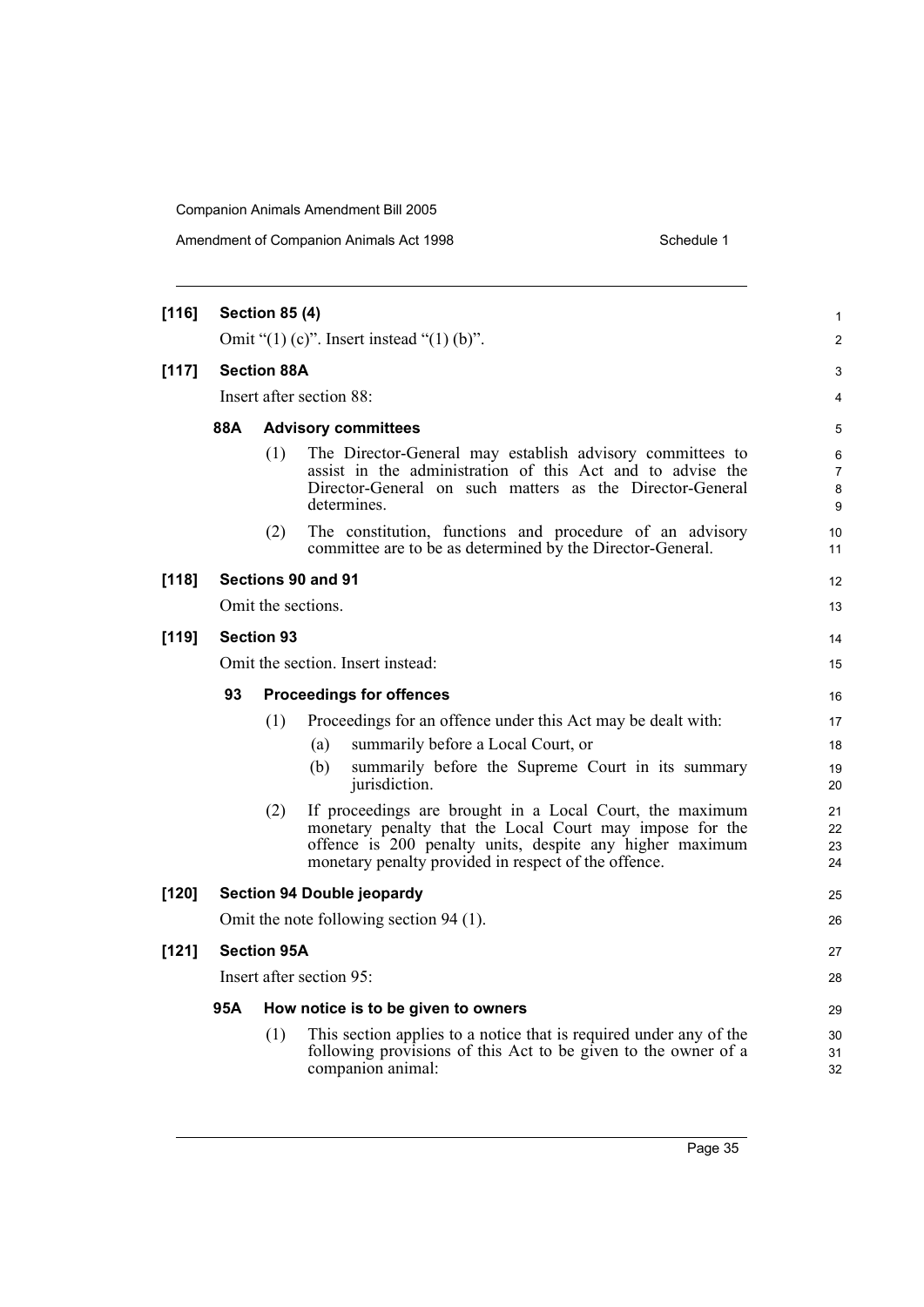**[116] Section 85 (4)**

Omit "(1) (c)". Insert instead "(1) (b)".

**[117] Section 88A**

Insert after section 88:

**88A Advisory committees**

(1) The Director-General may establish advisory committees to assist in the administration of this Act and to advise the Director-General on such matters as the Director-General determines.

(2) The constitution, functions and procedure of an advisory committee are to be as determined by the Director-General.

**[118] Sections 90 and 91**

Omit the sections.

**[119] Section 93**

Omit the section. Insert instead:

**93 Proceedings for offences**

(1) Proceedings for an offence under this Act may be dealt with:

(a) summarily before a Local Court, or

(b) summarily before the Supreme Court in its summary jurisdiction.

(2) If proceedings are brought in a Local Court, the maximum monetary penalty that the Local Court may impose for the offence is 200 penalty units, despite any higher maximum monetary penalty provided in respect of the offence.

**[120] Section 94 Double jeopardy**

Omit the note following section 94 (1).

**[121] Section 95A**

Insert after section 95:

**95A How notice is to be given to owners**

(1) This section applies to a notice that is required under any of the following provisions of this Act to be given to the owner of a companion animal: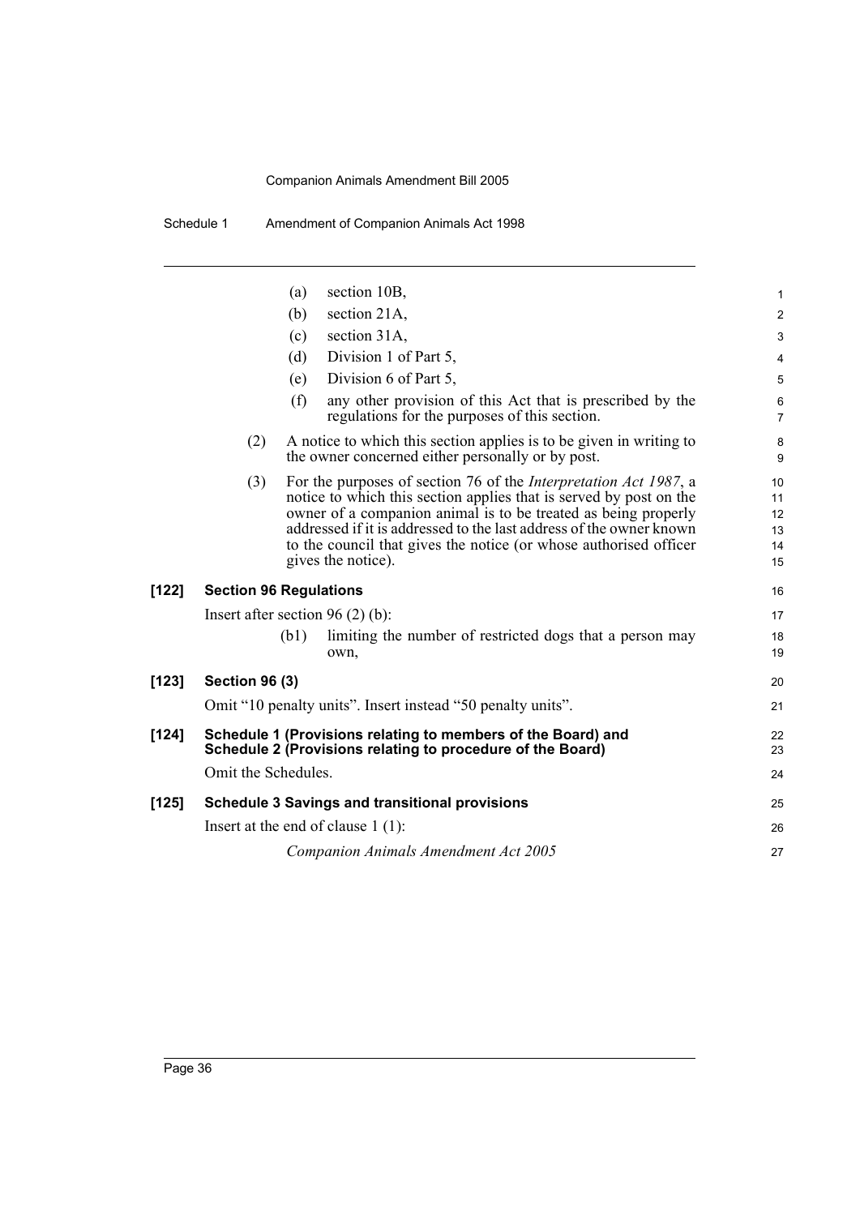(a) section 10B,

(b) section 21A,

(c) section 31A,

(d) Division 1 of Part 5,

(e) Division 6 of Part 5,

(f) any other provision of this Act that is prescribed by the regulations for the purposes of this section.

(2) A notice to which this section applies is to be given in writing to the owner concerned either personally or by post.

(3) For the purposes of section 76 of the *Interpretation Act 1987*, a notice to which this section applies that is served by post on the owner of a companion animal is to be treated as being properly addressed if it is addressed to the last address of the owner known to the council that gives the notice (or whose authorised officer gives the notice).

**[122] Section 96 Regulations**

Insert after section 96 (2) (b):

(b1) limiting the number of restricted dogs that a person may own,

**[123] Section 96 (3)**

Omit "10 penalty units". Insert instead "50 penalty units".

**[124] Schedule 1 (Provisions relating to members of the Board) and Schedule 2 (Provisions relating to procedure of the Board)**

Omit the Schedules.

**[125] Schedule 3 Savings and transitional provisions**

Insert at the end of clause 1 (1):

*Companion Animals Amendment Act 2005*